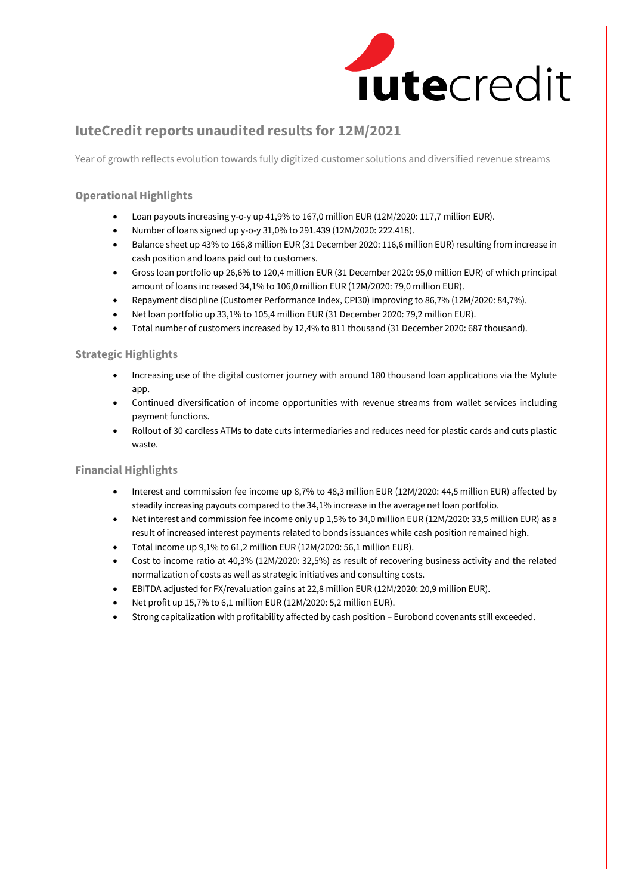# IuteCredit reports unaudited results for 12M/2021

Year of growth reflects evolution towards fully digitized customer solutions and diversified revenue streams

## Operational Highlights

- Loan payouts increasing y-o-y up 41,9% to 167,0 million EUR (12M/2020: 117,7 million EUR).
- Number of loans signed up y-o-y 31,0% to 291.439 (12M/2020: 222.418).
- Balance sheet up 43% to 166,8 million EUR (31 December 2020: 116,6 million EUR) resulting from increase in cash position and loans paid out to customers.
- Gross loan portfolio up 26,6% to 120,4 million EUR (31 December 2020: 95,0 million EUR) of which principal amount of loans increased 34,1% to 106,0 million EUR (12M/2020: 79,0 million EUR).
- Repayment discipline (Customer Performance Index, CPI30) improving to 86,7% (12M/2020: 84,7%).
- Net loan portfolio up 33,1% to 105,4 million EUR (31 December 2020: 79,2 million EUR).
- Total number of customers increased by 12,4% to 811 thousand (31 December 2020: 687 thousand).

## Strategic Highlights

- Increasing use of the digital customer journey with around 180 thousand loan applications via the MyIute app.
- Continued diversification of income opportunities with revenue streams from wallet services including payment functions.
- Rollout of 30 cardless ATMs to date cuts intermediaries and reduces need for plastic cards and cuts plastic waste.

## Financial Highlights

- Interest and commission fee income up 8,7% to 48,3 million EUR (12M/2020: 44,5 million EUR) affected by steadily increasing payouts compared to the 34,1% increase in the average net loan portfolio.
- Net interest and commission fee income only up 1,5% to 34,0 million EUR (12M/2020: 33,5 million EUR) as a result of increased interest payments related to bonds issuances while cash position remained high.
- Total income up 9,1% to 61,2 million EUR (12M/2020: 56,1 million EUR).
- Cost to income ratio at 40,3% (12M/2020: 32,5%) as result of recovering business activity and the related normalization of costs as well as strategic initiatives and consulting costs.
- EBITDA adjusted for FX/revaluation gains at 22,8 million EUR (12M/2020: 20,9 million EUR).
- Net profit up 15,7% to 6,1 million EUR (12M/2020: 5,2 million EUR).
- Strong capitalization with profitability affected by cash position – Eurobond covenants still exceeded.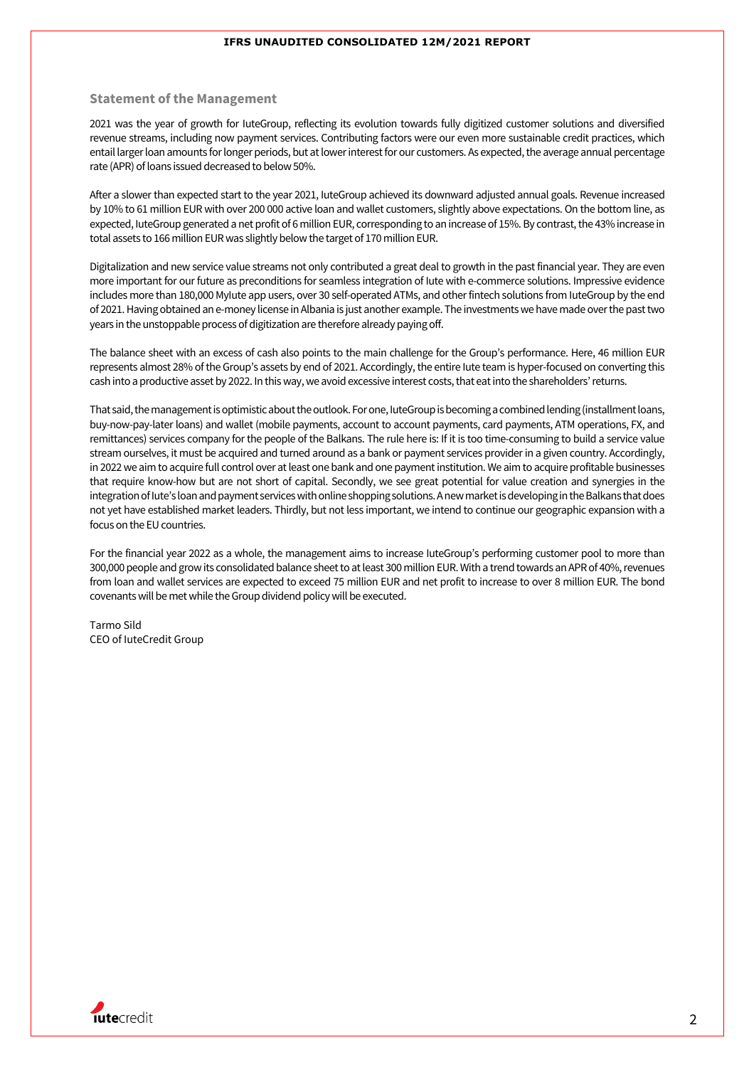## Statement of the Management

2021 was the year of growth for IuteGroup, reflecting its evolution towards fully digitized customer solutions and diversified revenue streams, including now payment services. Contributing factors were our even more sustainable credit practices, which entail larger loan amounts for longer periods, but at lower interest for our customers. As expected, the average annual percentage rate (APR) of loans issued decreased to below 50%.

After a slower than expected start to the year 2021, IuteGroup achieved its downward adjusted annual goals. Revenue increased by 10% to 61 million EUR with over 200 000 active loan and wallet customers, slightly above expectations. On the bottom line, as expected, IuteGroup generated a net profit of 6 million EUR, corresponding to an increase of 15%. By contrast, the 43% increase in total assets to 166 million EUR was slightly below the target of 170 million EUR.

Digitalization and new service value streams not only contributed a great deal to growth in the past financial year. They are even more important for our future as preconditions for seamless integration of Iute with e-commerce solutions. Impressive evidence includes more than 180,000 MyIute app users, over 30 self-operated ATMs, and other fintech solutions from IuteGroup by the end of 2021. Having obtained an e-money license in Albania is just another example. The investments we have made over the past two years in the unstoppable process of digitization are therefore already paying off.

The balance sheet with an excess of cash also points to the main challenge for the Group's performance. Here, 46 million EUR represents almost 28% of the Group's assets by end of 2021. Accordingly, the entire Iute team is hyper-focused on converting this cash into a productive asset by 2022. In this way, we avoid excessive interest costs, that eat into the shareholders' returns.

That said, the management is optimistic about the outlook. For one, IuteGroup is becoming a combined lending (installment loans, buy-now-pay-later loans) and wallet (mobile payments, account to account payments, card payments, ATM operations, FX, and remittances) services company for the people of the Balkans. The rule here is: If it is too time-consuming to build a service value stream ourselves, it must be acquired and turned around as a bank or payment services provider in a given country. Accordingly, in 2022 we aim to acquire full control over at least one bank and one payment institution. We aim to acquire profitable businesses that require know-how but are not short of capital. Secondly, we see great potential for value creation and synergies in the integration of Iute's loan and payment services with online shopping solutions. A new market is developing in the Balkans that does not yet have established market leaders. Thirdly, but not less important, we intend to continue our geographic expansion with a focus on the EU countries.

For the financial year 2022 as a whole, the management aims to increase IuteGroup's performing customer pool to more than 300,000 people and grow its consolidated balance sheet to at least 300 million EUR. With a trend towards an APR of 40%, revenues from loan and wallet services are expected to exceed 75 million EUR and net profit to increase to over 8 million EUR. The bond covenants will be met while the Group dividend policy will be executed.

Tarmo Sild
CEO of IuteCredit Group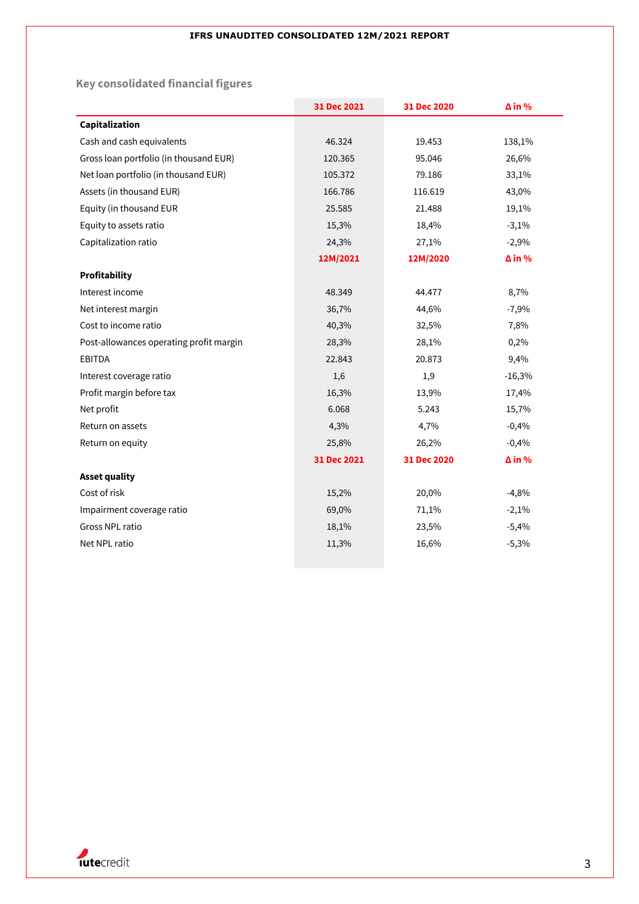## Key consolidated financial figures

| | 31 Dec 2021 | 31 Dec 2020 | Δ in % |
|---|---|---|---|
| **Capitalization** | | | |
| Cash and cash equivalents | 46.324 | 19.453 | 138,1% |
| Gross loan portfolio (in thousand EUR) | 120.365 | 95.046 | 26,6% |
| Net loan portfolio (in thousand EUR) | 105.372 | 79.186 | 33,1% |
| Assets (in thousand EUR) | 166.786 | 116.619 | 43,0% |
| Equity (in thousand EUR | 25.585 | 21.488 | 19,1% |
| Equity to assets ratio | 15,3% | 18,4% | -3,1% |
| Capitalization ratio | 24,3% | 27,1% | -2,9% |
| | **12M/2021** | **12M/2020** | **Δ in %** |
| **Profitability** | | | |
| Interest income | 48.349 | 44.477 | 8,7% |
| Net interest margin | 36,7% | 44,6% | -7,9% |
| Cost to income ratio | 40,3% | 32,5% | 7,8% |
| Post-allowances operating profit margin | 28,3% | 28,1% | 0,2% |
| EBITDA | 22.843 | 20.873 | 9,4% |
| Interest coverage ratio | 1,6 | 1,9 | -16,3% |
| Profit margin before tax | 16,3% | 13,9% | 17,4% |
| Net profit | 6.068 | 5.243 | 15,7% |
| Return on assets | 4,3% | 4,7% | -0,4% |
| Return on equity | 25,8% | 26,2% | -0,4% |
| | **31 Dec 2021** | **31 Dec 2020** | **Δ in %** |
| **Asset quality** | | | |
| Cost of risk | 15,2% | 20,0% | -4,8% |
| Impairment coverage ratio | 69,0% | 71,1% | -2,1% |
| Gross NPL ratio | 18,1% | 23,5% | -5,4% |
| Net NPL ratio | 11,3% | 16,6% | -5,3% |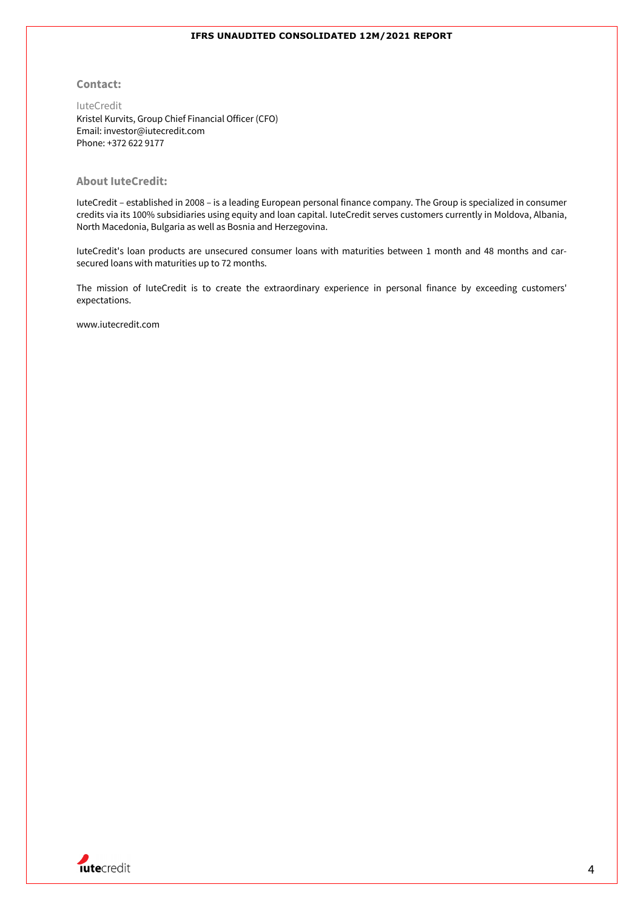## Contact:

IuteCredit
Kristel Kurvits, Group Chief Financial Officer (CFO)
Email: investor@iutecredit.com
Phone: +372 622 9177

## About IuteCredit:

IuteCredit – established in 2008 – is a leading European personal finance company. The Group is specialized in consumer credits via its 100% subsidiaries using equity and loan capital. IuteCredit serves customers currently in Moldova, Albania, North Macedonia, Bulgaria as well as Bosnia and Herzegovina.

IuteCredit's loan products are unsecured consumer loans with maturities between 1 month and 48 months and car-secured loans with maturities up to 72 months.

The mission of IuteCredit is to create the extraordinary experience in personal finance by exceeding customers' expectations.

www.iutecredit.com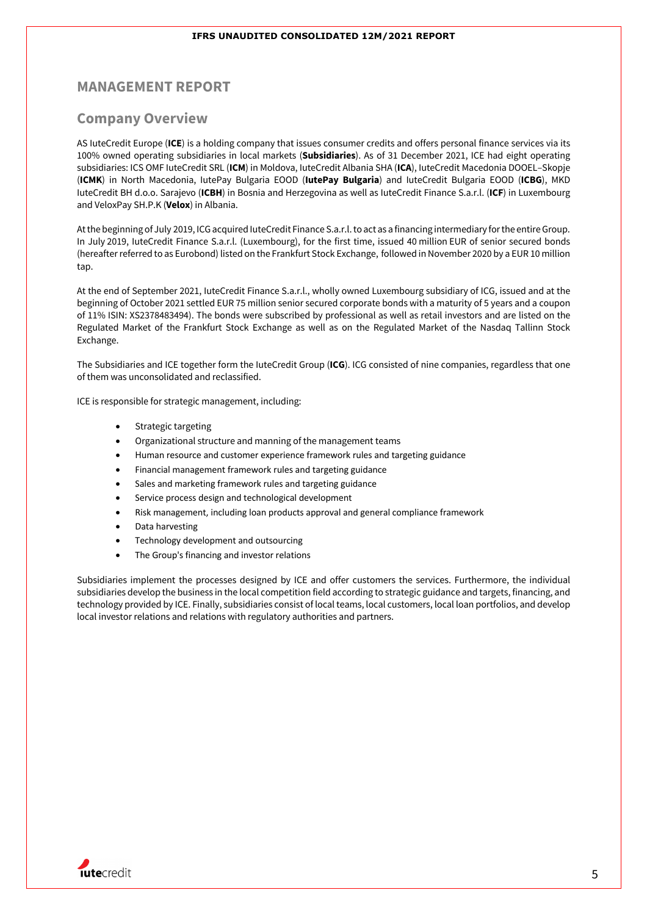# MANAGEMENT REPORT

## Company Overview

AS IuteCredit Europe (**ICE**) is a holding company that issues consumer credits and offers personal finance services via its 100% owned operating subsidiaries in local markets (**Subsidiaries**). As of 31 December 2021, ICE had eight operating subsidiaries: ICS OMF IuteCredit SRL (**ICM**) in Moldova, IuteCredit Albania SHA (**ICA**), IuteCredit Macedonia DOOEL–Skopje (**ICMK**) in North Macedonia, IutePay Bulgaria EOOD (**IutePay Bulgaria**) and IuteCredit Bulgaria EOOD (**ICBG**), MKD IuteCredit BH d.o.o. Sarajevo (**ICBH**) in Bosnia and Herzegovina as well as IuteCredit Finance S.a.r.l. (**ICF**) in Luxembourg and VeloxPay SH.P.K (**Velox**) in Albania.

At the beginning of July 2019, ICG acquired IuteCredit Finance S.a.r.l. to act as a financing intermediary for the entire Group. In July 2019, IuteCredit Finance S.a.r.l. (Luxembourg), for the first time, issued 40 million EUR of senior secured bonds (hereafter referred to as Eurobond) listed on the Frankfurt Stock Exchange, followed in November 2020 by a EUR 10 million tap.

At the end of September 2021, IuteCredit Finance S.a.r.l., wholly owned Luxembourg subsidiary of ICG, issued and at the beginning of October 2021 settled EUR 75 million senior secured corporate bonds with a maturity of 5 years and a coupon of 11% ISIN: XS2378483494). The bonds were subscribed by professional as well as retail investors and are listed on the Regulated Market of the Frankfurt Stock Exchange as well as on the Regulated Market of the Nasdaq Tallinn Stock Exchange.

The Subsidiaries and ICE together form the IuteCredit Group (**ICG**). ICG consisted of nine companies, regardless that one of them was unconsolidated and reclassified.

ICE is responsible for strategic management, including:

- Strategic targeting
- Organizational structure and manning of the management teams
- Human resource and customer experience framework rules and targeting guidance
- Financial management framework rules and targeting guidance
- Sales and marketing framework rules and targeting guidance
- Service process design and technological development
- Risk management, including loan products approval and general compliance framework
- Data harvesting
- Technology development and outsourcing
- The Group's financing and investor relations

Subsidiaries implement the processes designed by ICE and offer customers the services. Furthermore, the individual subsidiaries develop the business in the local competition field according to strategic guidance and targets, financing, and technology provided by ICE. Finally, subsidiaries consist of local teams, local customers, local loan portfolios, and develop local investor relations and relations with regulatory authorities and partners.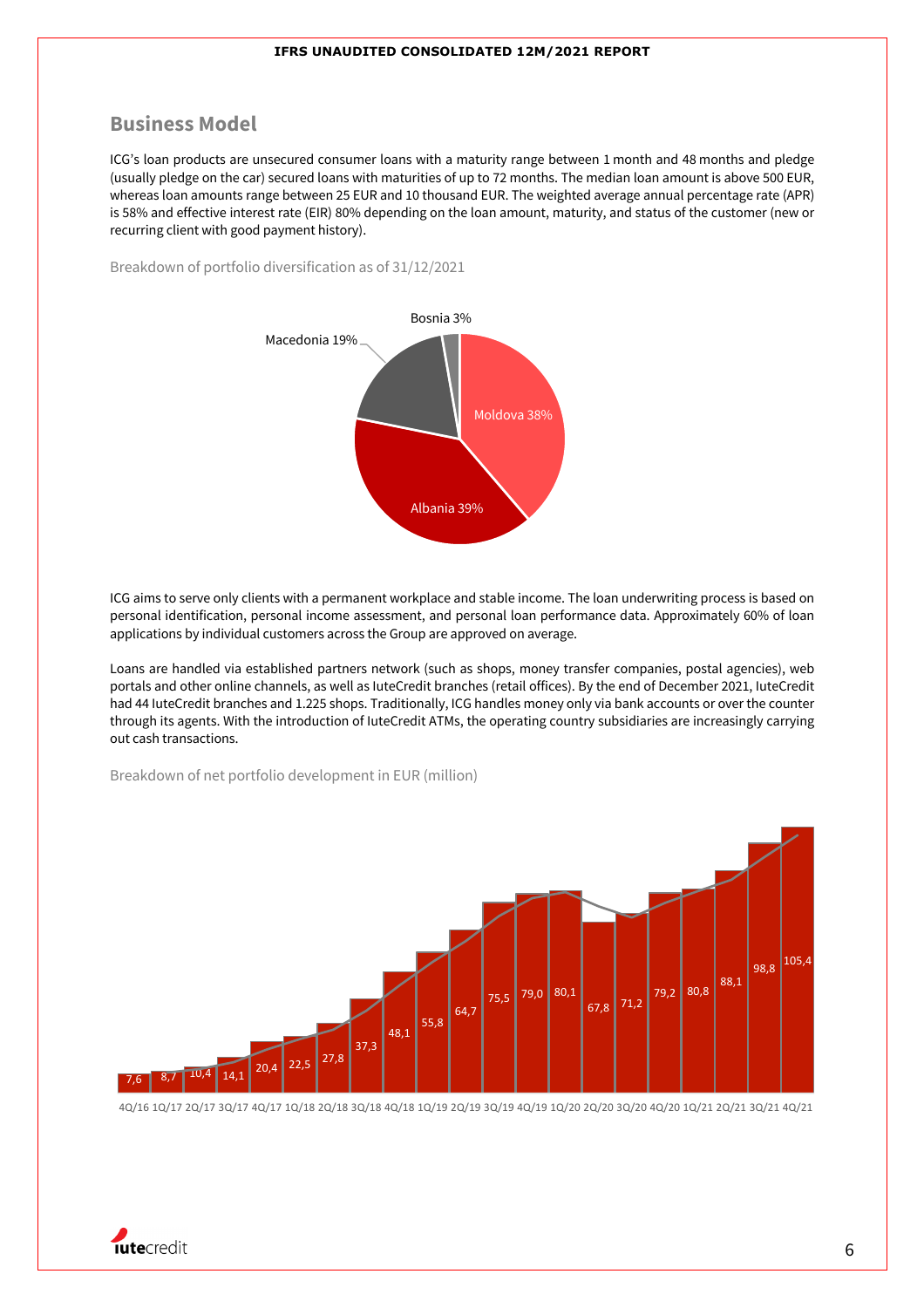## Business Model

ICG's loan products are unsecured consumer loans with a maturity range between 1 month and 48 months and pledge (usually pledge on the car) secured loans with maturities of up to 72 months. The median loan amount is above 500 EUR, whereas loan amounts range between 25 EUR and 10 thousand EUR. The weighted average annual percentage rate (APR) is 58% and effective interest rate (EIR) 80% depending on the loan amount, maturity, and status of the customer (new or recurring client with good payment history).

Breakdown of portfolio diversification as of 31/12/2021

| Country | Share |
|---|---|
| Albania | 39% |
| Moldova | 38% |
| Macedonia | 19% |
| Bosnia | 3% |

ICG aims to serve only clients with a permanent workplace and stable income. The loan underwriting process is based on personal identification, personal income assessment, and personal loan performance data. Approximately 60% of loan applications by individual customers across the Group are approved on average.

Loans are handled via established partners network (such as shops, money transfer companies, postal agencies), web portals and other online channels, as well as IuteCredit branches (retail offices). By the end of December 2021, IuteCredit had 44 IuteCredit branches and 1.225 shops. Traditionally, ICG handles money only via bank accounts or over the counter through its agents. With the introduction of IuteCredit ATMs, the operating country subsidiaries are increasingly carrying out cash transactions.

Breakdown of net portfolio development in EUR (million)

| Quarter | Net portfolio |
|---|---|
| 4Q/16 | 7,6 |
| 1Q/17 | 8,7 |
| 2Q/17 | 10,4 |
| 3Q/17 | 14,1 |
| 4Q/17 | 20,4 |
| 1Q/18 | 22,5 |
| 2Q/18 | 27,8 |
| 3Q/18 | 37,3 |
| 4Q/18 | 48,1 |
| 1Q/19 | 55,8 |
| 2Q/19 | 64,7 |
| 3Q/19 | 75,5 |
| 4Q/19 | 79,0 |
| 1Q/20 | 80,1 |
| 2Q/20 | 67,8 |
| 3Q/20 | 71,2 |
| 4Q/20 | 79,2 |
| 1Q/21 | 80,8 |
| 2Q/21 | 88,1 |
| 3Q/21 | 98,8 |
| 4Q/21 | 105,4 |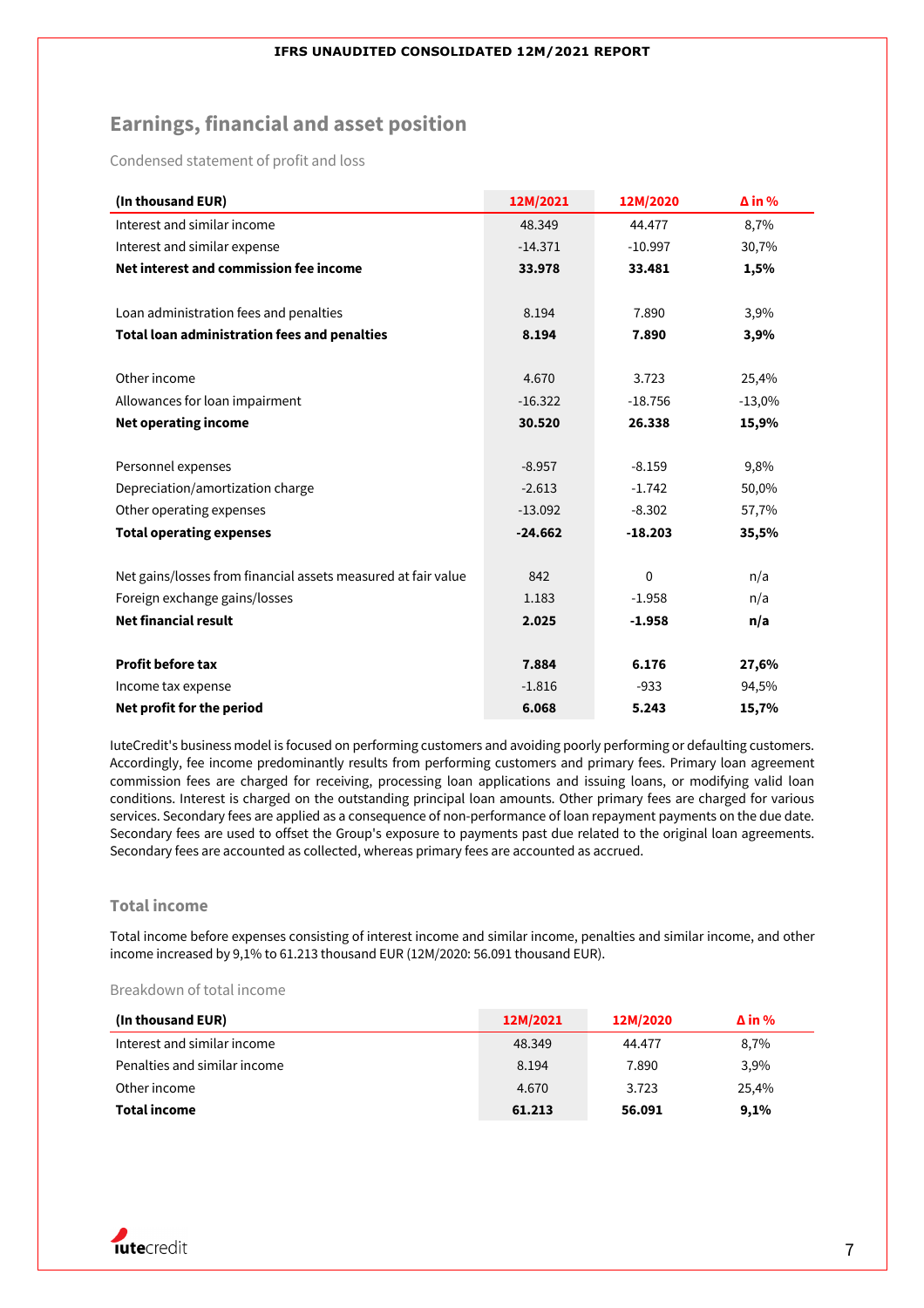## Earnings, financial and asset position

Condensed statement of profit and loss

| (In thousand EUR) | 12M/2021 | 12M/2020 | Δ in % |
|---|---|---|---|
| Interest and similar income | 48.349 | 44.477 | 8,7% |
| Interest and similar expense | -14.371 | -10.997 | 30,7% |
| **Net interest and commission fee income** | **33.978** | **33.481** | **1,5%** |
| | | | |
| Loan administration fees and penalties | 8.194 | 7.890 | 3,9% |
| **Total loan administration fees and penalties** | **8.194** | **7.890** | **3,9%** |
| | | | |
| Other income | 4.670 | 3.723 | 25,4% |
| Allowances for loan impairment | -16.322 | -18.756 | -13,0% |
| **Net operating income** | **30.520** | **26.338** | **15,9%** |
| | | | |
| Personnel expenses | -8.957 | -8.159 | 9,8% |
| Depreciation/amortization charge | -2.613 | -1.742 | 50,0% |
| Other operating expenses | -13.092 | -8.302 | 57,7% |
| **Total operating expenses** | **-24.662** | **-18.203** | **35,5%** |
| | | | |
| Net gains/losses from financial assets measured at fair value | 842 | 0 | n/a |
| Foreign exchange gains/losses | 1.183 | -1.958 | n/a |
| **Net financial result** | **2.025** | **-1.958** | **n/a** |
| | | | |
| **Profit before tax** | **7.884** | **6.176** | **27,6%** |
| Income tax expense | -1.816 | -933 | 94,5% |
| **Net profit for the period** | **6.068** | **5.243** | **15,7%** |

IuteCredit's business model is focused on performing customers and avoiding poorly performing or defaulting customers. Accordingly, fee income predominantly results from performing customers and primary fees. Primary loan agreement commission fees are charged for receiving, processing loan applications and issuing loans, or modifying valid loan conditions. Interest is charged on the outstanding principal loan amounts. Other primary fees are charged for various services. Secondary fees are applied as a consequence of non-performance of loan repayment payments on the due date. Secondary fees are used to offset the Group's exposure to payments past due related to the original loan agreements. Secondary fees are accounted as collected, whereas primary fees are accounted as accrued.

### Total income

Total income before expenses consisting of interest income and similar income, penalties and similar income, and other income increased by 9,1% to 61.213 thousand EUR (12M/2020: 56.091 thousand EUR).

Breakdown of total income

| (In thousand EUR) | 12M/2021 | 12M/2020 | Δ in % |
|---|---|---|---|
| Interest and similar income | 48.349 | 44.477 | 8,7% |
| Penalties and similar income | 8.194 | 7.890 | 3,9% |
| Other income | 4.670 | 3.723 | 25,4% |
| **Total income** | **61.213** | **56.091** | **9,1%** |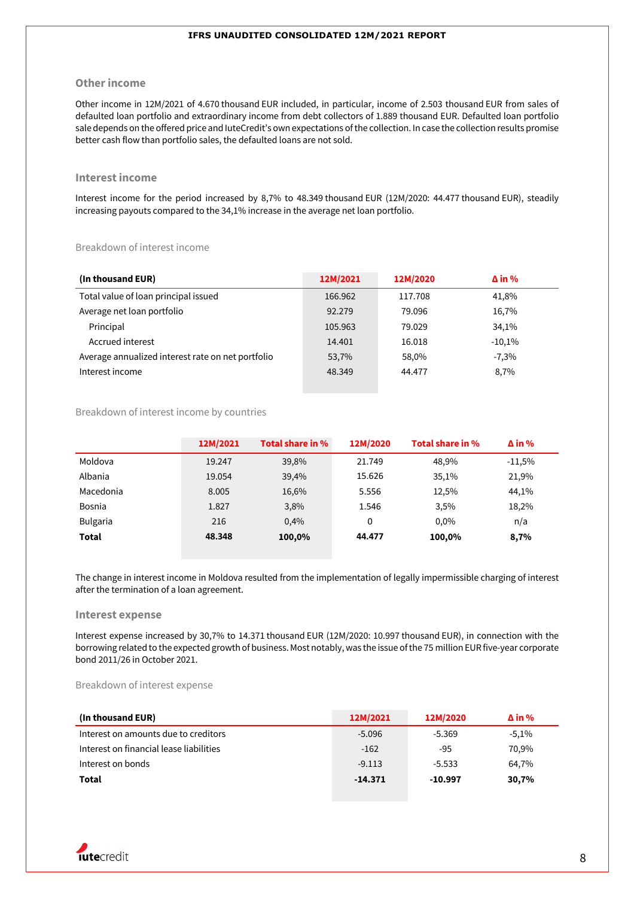## Other income

Other income in 12M/2021 of 4.670 thousand EUR included, in particular, income of 2.503 thousand EUR from sales of defaulted loan portfolio and extraordinary income from debt collectors of 1.889 thousand EUR. Defaulted loan portfolio sale depends on the offered price and IuteCredit's own expectations of the collection. In case the collection results promise better cash flow than portfolio sales, the defaulted loans are not sold.

## Interest income

Interest income for the period increased by 8,7% to 48.349 thousand EUR (12M/2020: 44.477 thousand EUR), steadily increasing payouts compared to the 34,1% increase in the average net loan portfolio.

Breakdown of interest income

| (In thousand EUR) | 12M/2021 | 12M/2020 | Δ in % |
|---|---|---|---|
| Total value of loan principal issued | 166.962 | 117.708 | 41,8% |
| Average net loan portfolio | 92.279 | 79.096 | 16,7% |
| Principal | 105.963 | 79.029 | 34,1% |
| Accrued interest | 14.401 | 16.018 | -10,1% |
| Average annualized interest rate on net portfolio | 53,7% | 58,0% | -7,3% |
| Interest income | 48.349 | 44.477 | 8,7% |

Breakdown of interest income by countries

| | 12M/2021 | Total share in % | 12M/2020 | Total share in % | Δ in % |
|---|---|---|---|---|---|
| Moldova | 19.247 | 39,8% | 21.749 | 48,9% | -11,5% |
| Albania | 19.054 | 39,4% | 15.626 | 35,1% | 21,9% |
| Macedonia | 8.005 | 16,6% | 5.556 | 12,5% | 44,1% |
| Bosnia | 1.827 | 3,8% | 1.546 | 3,5% | 18,2% |
| Bulgaria | 216 | 0,4% | 0 | 0,0% | n/a |
| **Total** | **48.348** | **100,0%** | **44.477** | **100,0%** | **8,7%** |

The change in interest income in Moldova resulted from the implementation of legally impermissible charging of interest after the termination of a loan agreement.

## Interest expense

Interest expense increased by 30,7% to 14.371 thousand EUR (12M/2020: 10.997 thousand EUR), in connection with the borrowing related to the expected growth of business. Most notably, was the issue of the 75 million EUR five-year corporate bond 2011/26 in October 2021.

Breakdown of interest expense

| (In thousand EUR) | 12M/2021 | 12M/2020 | Δ in % |
|---|---|---|---|
| Interest on amounts due to creditors | -5.096 | -5.369 | -5,1% |
| Interest on financial lease liabilities | -162 | -95 | 70,9% |
| Interest on bonds | -9.113 | -5.533 | 64,7% |
| **Total** | **-14.371** | **-10.997** | **30,7%** |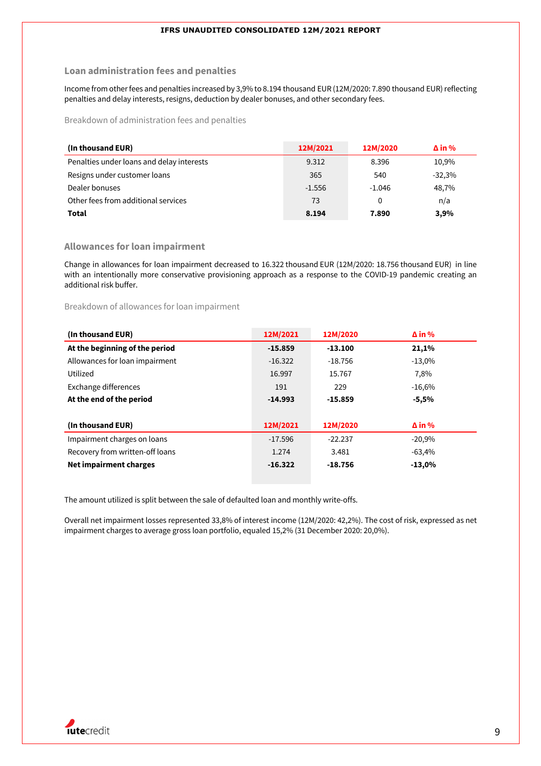## Loan administration fees and penalties

Income from other fees and penalties increased by 3,9% to 8.194 thousand EUR (12M/2020: 7.890 thousand EUR) reflecting penalties and delay interests, resigns, deduction by dealer bonuses, and other secondary fees.

Breakdown of administration fees and penalties

| (In thousand EUR) | 12M/2021 | 12M/2020 | Δ in % |
|---|---|---|---|
| Penalties under loans and delay interests | 9.312 | 8.396 | 10,9% |
| Resigns under customer loans | 365 | 540 | -32,3% |
| Dealer bonuses | -1.556 | -1.046 | 48,7% |
| Other fees from additional services | 73 | 0 | n/a |
| **Total** | **8.194** | **7.890** | **3,9%** |

## Allowances for loan impairment

Change in allowances for loan impairment decreased to 16.322 thousand EUR (12M/2020: 18.756 thousand EUR) in line with an intentionally more conservative provisioning approach as a response to the COVID-19 pandemic creating an additional risk buffer.

Breakdown of allowances for loan impairment

| (In thousand EUR) | 12M/2021 | 12M/2020 | Δ in % |
|---|---|---|---|
| **At the beginning of the period** | **-15.859** | **-13.100** | **21,1%** |
| Allowances for loan impairment | -16.322 | -18.756 | -13,0% |
| Utilized | 16.997 | 15.767 | 7,8% |
| Exchange differences | 191 | 229 | -16,6% |
| **At the end of the period** | **-14.993** | **-15.859** | **-5,5%** |

| (In thousand EUR) | 12M/2021 | 12M/2020 | Δ in % |
|---|---|---|---|
| Impairment charges on loans | -17.596 | -22.237 | -20,9% |
| Recovery from written-off loans | 1.274 | 3.481 | -63,4% |
| **Net impairment charges** | **-16.322** | **-18.756** | **-13,0%** |

The amount utilized is split between the sale of defaulted loan and monthly write-offs.

Overall net impairment losses represented 33,8% of interest income (12M/2020: 42,2%). The cost of risk, expressed as net impairment charges to average gross loan portfolio, equaled 15,2% (31 December 2020: 20,0%).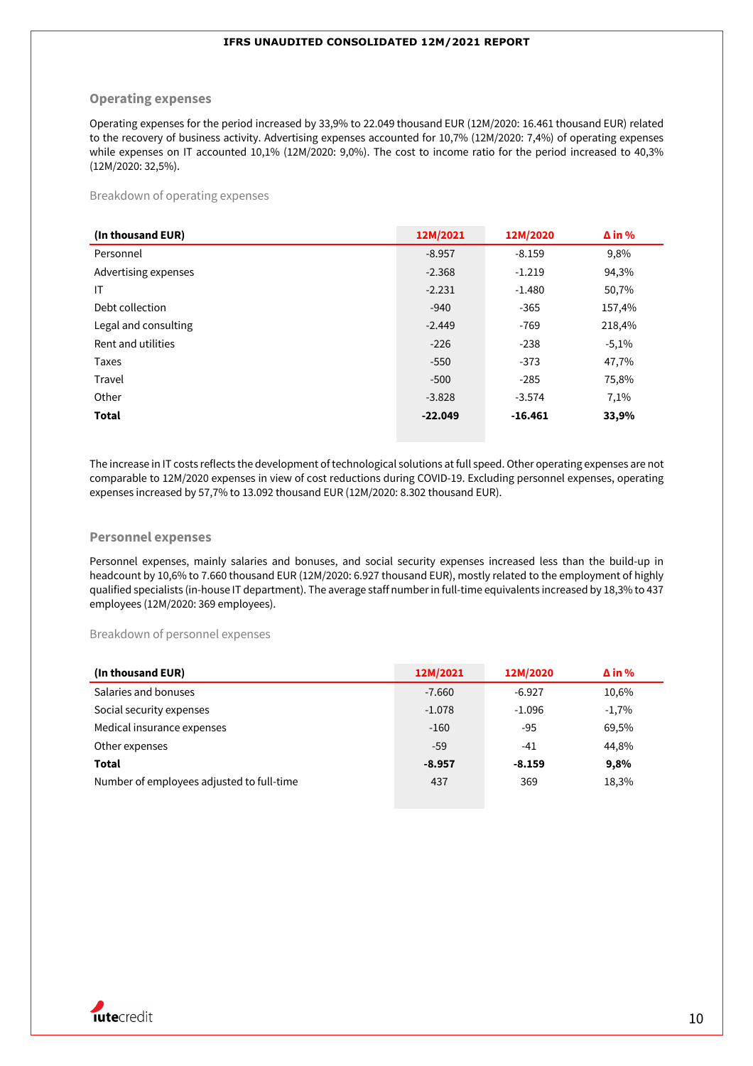## Operating expenses

Operating expenses for the period increased by 33,9% to 22.049 thousand EUR (12M/2020: 16.461 thousand EUR) related to the recovery of business activity. Advertising expenses accounted for 10,7% (12M/2020: 7,4%) of operating expenses while expenses on IT accounted 10,1% (12M/2020: 9,0%). The cost to income ratio for the period increased to 40,3% (12M/2020: 32,5%).

Breakdown of operating expenses

| (In thousand EUR) | 12M/2021 | 12M/2020 | Δ in % |
|---|---|---|---|
| Personnel | -8.957 | -8.159 | 9,8% |
| Advertising expenses | -2.368 | -1.219 | 94,3% |
| IT | -2.231 | -1.480 | 50,7% |
| Debt collection | -940 | -365 | 157,4% |
| Legal and consulting | -2.449 | -769 | 218,4% |
| Rent and utilities | -226 | -238 | -5,1% |
| Taxes | -550 | -373 | 47,7% |
| Travel | -500 | -285 | 75,8% |
| Other | -3.828 | -3.574 | 7,1% |
| **Total** | **-22.049** | **-16.461** | **33,9%** |

The increase in IT costs reflects the development of technological solutions at full speed. Other operating expenses are not comparable to 12M/2020 expenses in view of cost reductions during COVID-19. Excluding personnel expenses, operating expenses increased by 57,7% to 13.092 thousand EUR (12M/2020: 8.302 thousand EUR).

## Personnel expenses

Personnel expenses, mainly salaries and bonuses, and social security expenses increased less than the build-up in headcount by 10,6% to 7.660 thousand EUR (12M/2020: 6.927 thousand EUR), mostly related to the employment of highly qualified specialists (in-house IT department). The average staff number in full-time equivalents increased by 18,3% to 437 employees (12M/2020: 369 employees).

Breakdown of personnel expenses

| (In thousand EUR) | 12M/2021 | 12M/2020 | Δ in % |
|---|---|---|---|
| Salaries and bonuses | -7.660 | -6.927 | 10,6% |
| Social security expenses | -1.078 | -1.096 | -1,7% |
| Medical insurance expenses | -160 | -95 | 69,5% |
| Other expenses | -59 | -41 | 44,8% |
| **Total** | **-8.957** | **-8.159** | **9,8%** |
| Number of employees adjusted to full-time | 437 | 369 | 18,3% |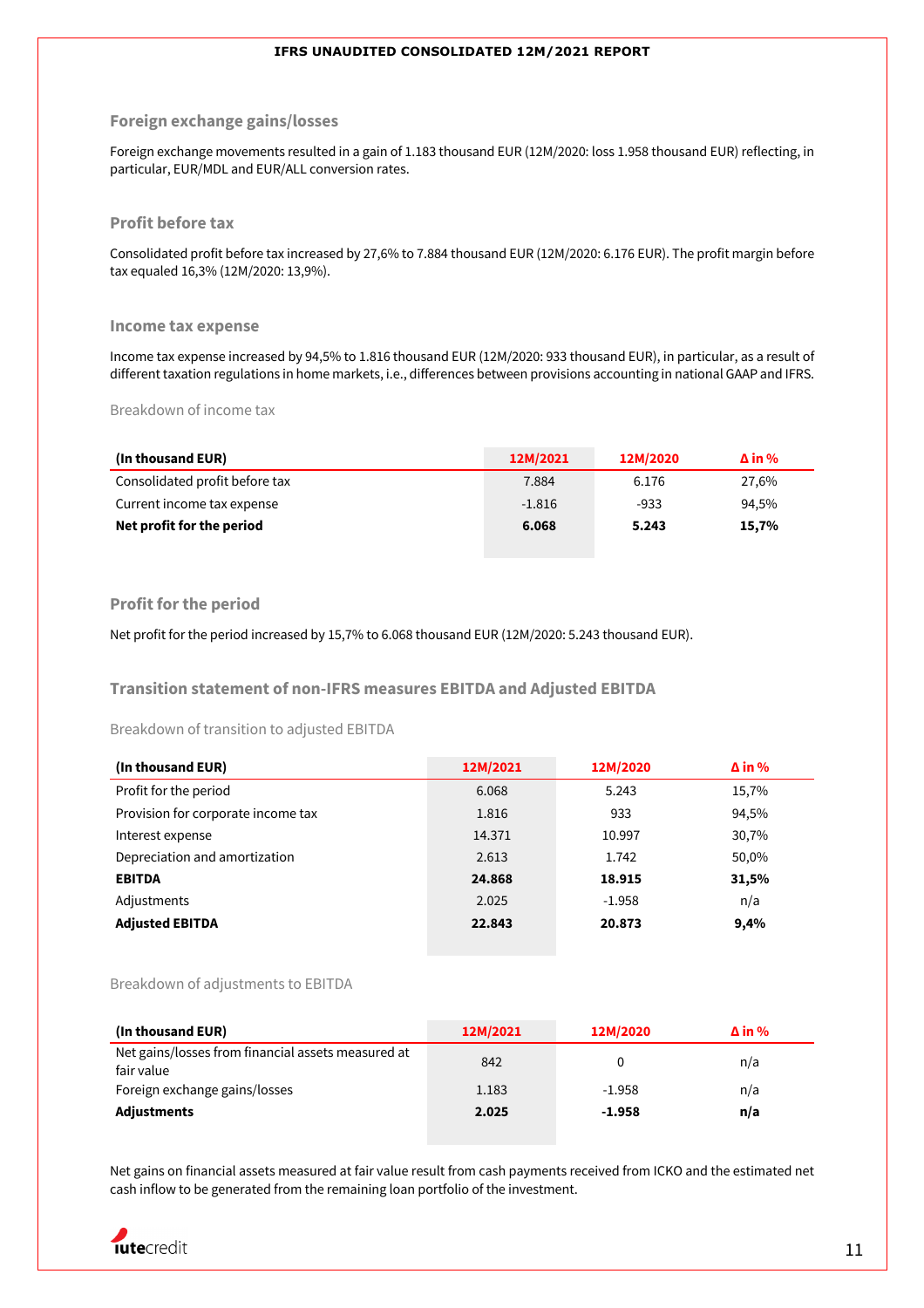## Foreign exchange gains/losses

Foreign exchange movements resulted in a gain of 1.183 thousand EUR (12M/2020: loss 1.958 thousand EUR) reflecting, in particular, EUR/MDL and EUR/ALL conversion rates.

## Profit before tax

Consolidated profit before tax increased by 27,6% to 7.884 thousand EUR (12M/2020: 6.176 EUR). The profit margin before tax equaled 16,3% (12M/2020: 13,9%).

## Income tax expense

Income tax expense increased by 94,5% to 1.816 thousand EUR (12M/2020: 933 thousand EUR), in particular, as a result of different taxation regulations in home markets, i.e., differences between provisions accounting in national GAAP and IFRS.

Breakdown of income tax

| (In thousand EUR) | 12M/2021 | 12M/2020 | Δ in % |
|---|---|---|---|
| Consolidated profit before tax | 7.884 | 6.176 | 27,6% |
| Current income tax expense | -1.816 | -933 | 94,5% |
| **Net profit for the period** | **6.068** | **5.243** | **15,7%** |

## Profit for the period

Net profit for the period increased by 15,7% to 6.068 thousand EUR (12M/2020: 5.243 thousand EUR).

## Transition statement of non-IFRS measures EBITDA and Adjusted EBITDA

Breakdown of transition to adjusted EBITDA

| (In thousand EUR) | 12M/2021 | 12M/2020 | Δ in % |
|---|---|---|---|
| Profit for the period | 6.068 | 5.243 | 15,7% |
| Provision for corporate income tax | 1.816 | 933 | 94,5% |
| Interest expense | 14.371 | 10.997 | 30,7% |
| Depreciation and amortization | 2.613 | 1.742 | 50,0% |
| **EBITDA** | **24.868** | **18.915** | **31,5%** |
| Adjustments | 2.025 | -1.958 | n/a |
| **Adjusted EBITDA** | **22.843** | **20.873** | **9,4%** |

Breakdown of adjustments to EBITDA

| (In thousand EUR) | 12M/2021 | 12M/2020 | Δ in % |
|---|---|---|---|
| Net gains/losses from financial assets measured at fair value | 842 | 0 | n/a |
| Foreign exchange gains/losses | 1.183 | -1.958 | n/a |
| **Adjustments** | **2.025** | **-1.958** | **n/a** |

Net gains on financial assets measured at fair value result from cash payments received from ICKO and the estimated net cash inflow to be generated from the remaining loan portfolio of the investment.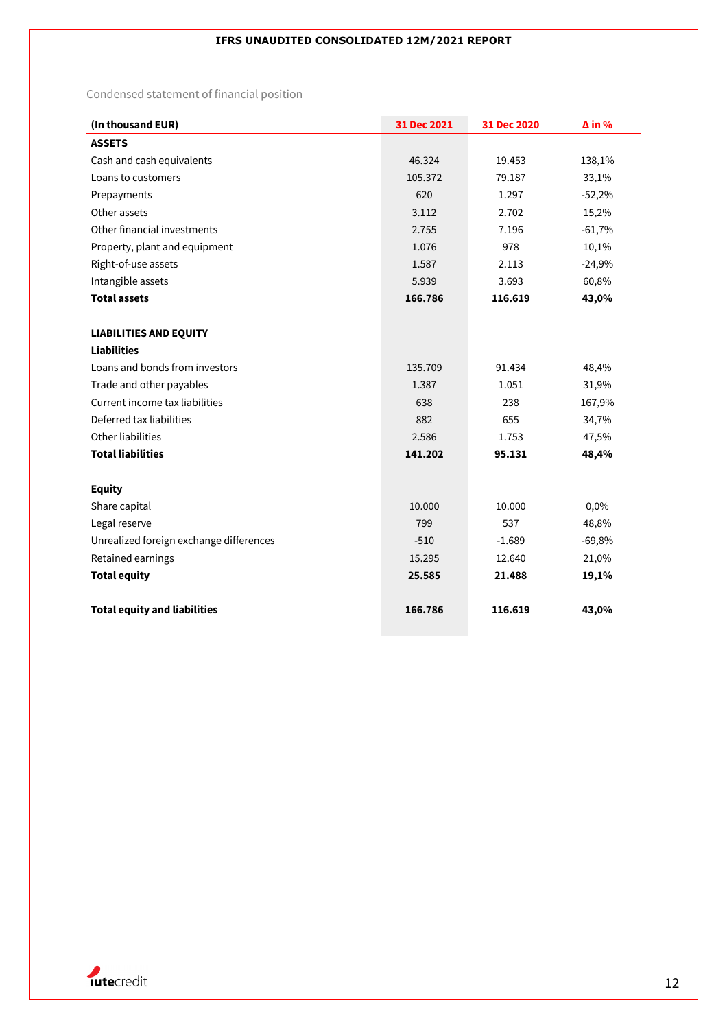Condensed statement of financial position

| (In thousand EUR) | 31 Dec 2021 | 31 Dec 2020 | Δ in % |
|---|---|---|---|
| **ASSETS** | | | |
| Cash and cash equivalents | 46.324 | 19.453 | 138,1% |
| Loans to customers | 105.372 | 79.187 | 33,1% |
| Prepayments | 620 | 1.297 | -52,2% |
| Other assets | 3.112 | 2.702 | 15,2% |
| Other financial investments | 2.755 | 7.196 | -61,7% |
| Property, plant and equipment | 1.076 | 978 | 10,1% |
| Right-of-use assets | 1.587 | 2.113 | -24,9% |
| Intangible assets | 5.939 | 3.693 | 60,8% |
| **Total assets** | **166.786** | **116.619** | **43,0%** |
| | | | |
| **LIABILITIES AND EQUITY** | | | |
| **Liabilities** | | | |
| Loans and bonds from investors | 135.709 | 91.434 | 48,4% |
| Trade and other payables | 1.387 | 1.051 | 31,9% |
| Current income tax liabilities | 638 | 238 | 167,9% |
| Deferred tax liabilities | 882 | 655 | 34,7% |
| Other liabilities | 2.586 | 1.753 | 47,5% |
| **Total liabilities** | **141.202** | **95.131** | **48,4%** |
| | | | |
| **Equity** | | | |
| Share capital | 10.000 | 10.000 | 0,0% |
| Legal reserve | 799 | 537 | 48,8% |
| Unrealized foreign exchange differences | -510 | -1.689 | -69,8% |
| Retained earnings | 15.295 | 12.640 | 21,0% |
| **Total equity** | **25.585** | **21.488** | **19,1%** |
| | | | |
| **Total equity and liabilities** | **166.786** | **116.619** | **43,0%** |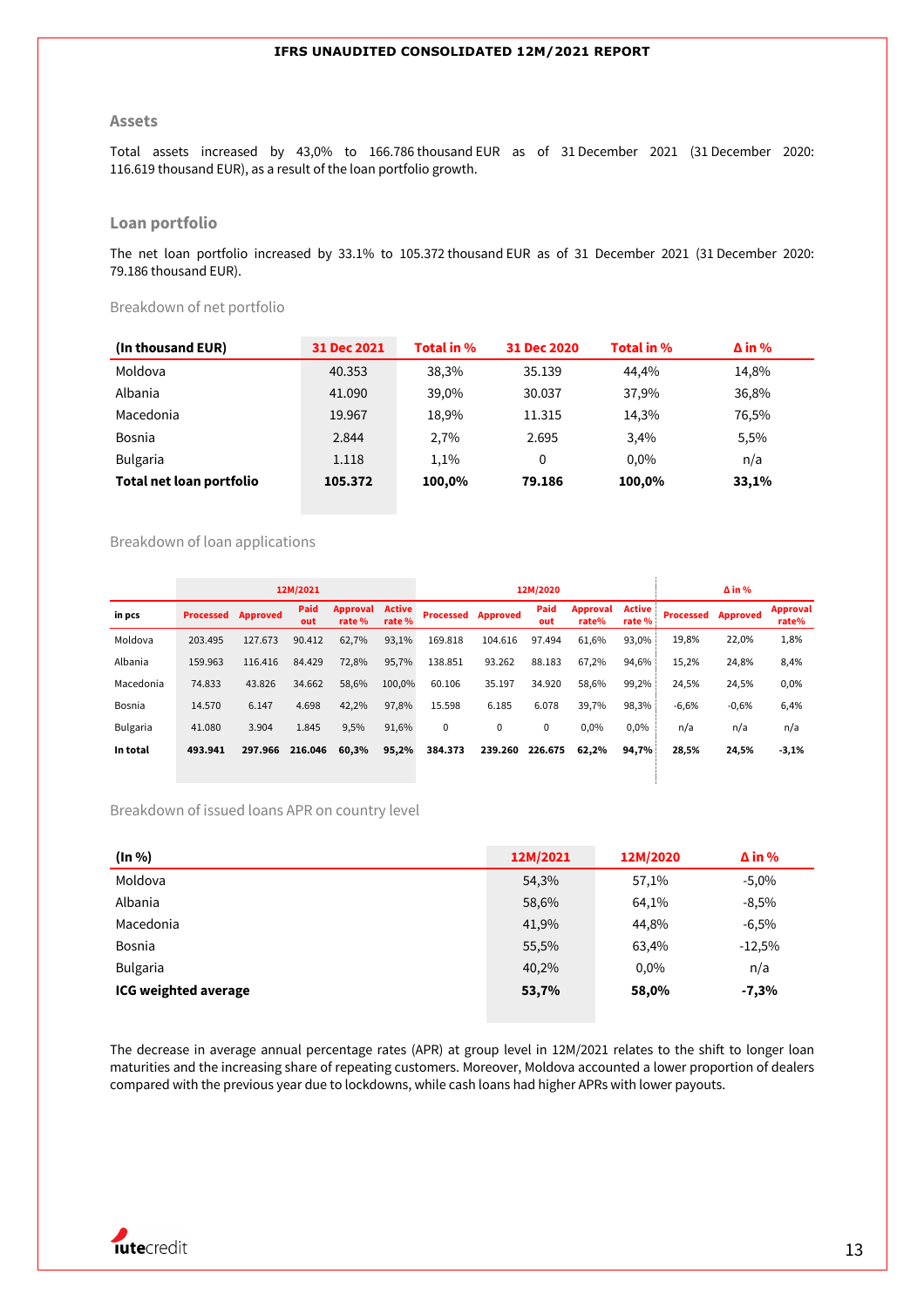## Assets

Total assets increased by 43,0% to 166.786 thousand EUR as of 31 December 2021 (31 December 2020: 116.619 thousand EUR), as a result of the loan portfolio growth.

## Loan portfolio

The net loan portfolio increased by 33.1% to 105.372 thousand EUR as of 31 December 2021 (31 December 2020: 79.186 thousand EUR).

### Breakdown of net portfolio

| (In thousand EUR) | 31 Dec 2021 | Total in % | 31 Dec 2020 | Total in % | Δ in % |
|---|---|---|---|---|---|
| Moldova | 40.353 | 38,3% | 35.139 | 44,4% | 14,8% |
| Albania | 41.090 | 39,0% | 30.037 | 37,9% | 36,8% |
| Macedonia | 19.967 | 18,9% | 11.315 | 14,3% | 76,5% |
| Bosnia | 2.844 | 2,7% | 2.695 | 3,4% | 5,5% |
| Bulgaria | 1.118 | 1,1% | 0 | 0,0% | n/a |
| **Total net loan portfolio** | **105.372** | **100,0%** | **79.186** | **100,0%** | **33,1%** |

### Breakdown of loan applications

| | 12M/2021 | | | | | 12M/2020 | | | | | Δ in % | | |
|---|---|---|---|---|---|---|---|---|---|---|---|---|---|
| in pcs | Processed | Approved | Paid out | Approval rate % | Active rate % | Processed | Approved | Paid out | Approval rate% | Active rate % | Processed | Approved | Approval rate% |
| Moldova | 203.495 | 127.673 | 90.412 | 62,7% | 93,1% | 169.818 | 104.616 | 97.494 | 61,6% | 93,0% | 19,8% | 22,0% | 1,8% |
| Albania | 159.963 | 116.416 | 84.429 | 72,8% | 95,7% | 138.851 | 93.262 | 88.183 | 67,2% | 94,6% | 15,2% | 24,8% | 8,4% |
| Macedonia | 74.833 | 43.826 | 34.662 | 58,6% | 100,0% | 60.106 | 35.197 | 34.920 | 58,6% | 99,2% | 24,5% | 24,5% | 0,0% |
| Bosnia | 14.570 | 6.147 | 4.698 | 42,2% | 97,8% | 15.598 | 6.185 | 6.078 | 39,7% | 98,3% | -6,6% | -0,6% | 6,4% |
| Bulgaria | 41.080 | 3.904 | 1.845 | 9,5% | 91,6% | 0 | 0 | 0 | 0,0% | 0,0% | n/a | n/a | n/a |
| **In total** | **493.941** | **297.966** | **216.046** | **60,3%** | **95,2%** | **384.373** | **239.260** | **226.675** | **62,2%** | **94,7%** | **28,5%** | **24,5%** | **-3,1%** |

### Breakdown of issued loans APR on country level

| (In %) | 12M/2021 | 12M/2020 | Δ in % |
|---|---|---|---|
| Moldova | 54,3% | 57,1% | -5,0% |
| Albania | 58,6% | 64,1% | -8,5% |
| Macedonia | 41,9% | 44,8% | -6,5% |
| Bosnia | 55,5% | 63,4% | -12,5% |
| Bulgaria | 40,2% | 0,0% | n/a |
| **ICG weighted average** | **53,7%** | **58,0%** | **-7,3%** |

The decrease in average annual percentage rates (APR) at group level in 12M/2021 relates to the shift to longer loan maturities and the increasing share of repeating customers. Moreover, Moldova accounted a lower proportion of dealers compared with the previous year due to lockdowns, while cash loans had higher APRs with lower payouts.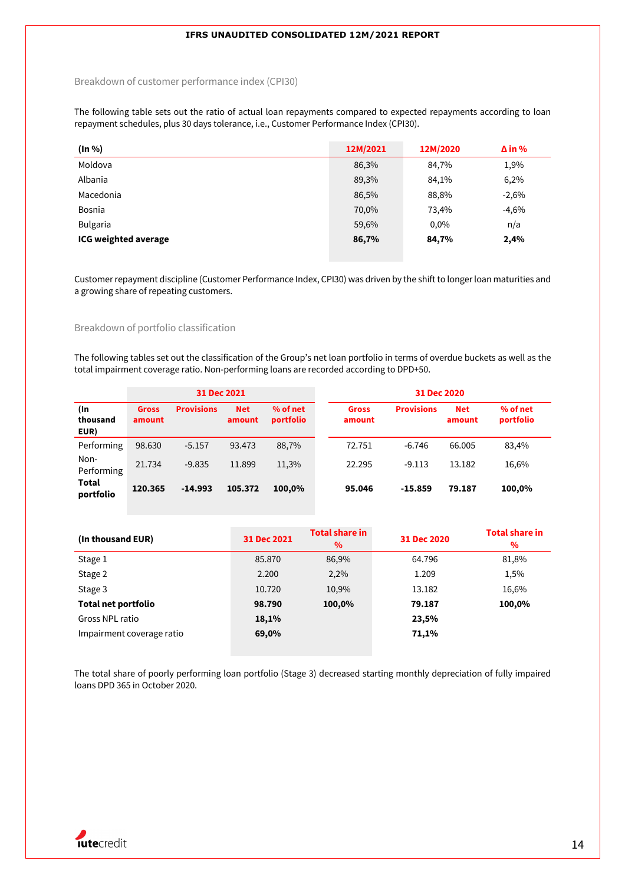### Breakdown of customer performance index (CPI30)

The following table sets out the ratio of actual loan repayments compared to expected repayments according to loan repayment schedules, plus 30 days tolerance, i.e., Customer Performance Index (CPI30).

| (In %) | 12M/2021 | 12M/2020 | Δ in % |
|---|---|---|---|
| Moldova | 86,3% | 84,7% | 1,9% |
| Albania | 89,3% | 84,1% | 6,2% |
| Macedonia | 86,5% | 88,8% | -2,6% |
| Bosnia | 70,0% | 73,4% | -4,6% |
| Bulgaria | 59,6% | 0,0% | n/a |
| **ICG weighted average** | **86,7%** | **84,7%** | **2,4%** |

Customer repayment discipline (Customer Performance Index, CPI30) was driven by the shift to longer loan maturities and a growing share of repeating customers.

### Breakdown of portfolio classification

The following tables set out the classification of the Group's net loan portfolio in terms of overdue buckets as well as the total impairment coverage ratio. Non-performing loans are recorded according to DPD+50.

| | 31 Dec 2021 | | | | 31 Dec 2020 | | | |
|---|---|---|---|---|---|---|---|---|
| (In thousand EUR) | Gross amount | Provisions | Net amount | % of net portfolio | Gross amount | Provisions | Net amount | % of net portfolio |
| Performing | 98.630 | -5.157 | 93.473 | 88,7% | 72.751 | -6.746 | 66.005 | 83,4% |
| Non-Performing | 21.734 | -9.835 | 11.899 | 11,3% | 22.295 | -9.113 | 13.182 | 16,6% |
| **Total portfolio** | **120.365** | **-14.993** | **105.372** | **100,0%** | **95.046** | **-15.859** | **79.187** | **100,0%** |

| (In thousand EUR) | 31 Dec 2021 | Total share in % | 31 Dec 2020 | Total share in % |
|---|---|---|---|---|
| Stage 1 | 85.870 | 86,9% | 64.796 | 81,8% |
| Stage 2 | 2.200 | 2,2% | 1.209 | 1,5% |
| Stage 3 | 10.720 | 10,9% | 13.182 | 16,6% |
| **Total net portfolio** | **98.790** | **100,0%** | **79.187** | **100,0%** |
| Gross NPL ratio | **18,1%** | | **23,5%** | |
| Impairment coverage ratio | **69,0%** | | **71,1%** | |

The total share of poorly performing loan portfolio (Stage 3) decreased starting monthly depreciation of fully impaired loans DPD 365 in October 2020.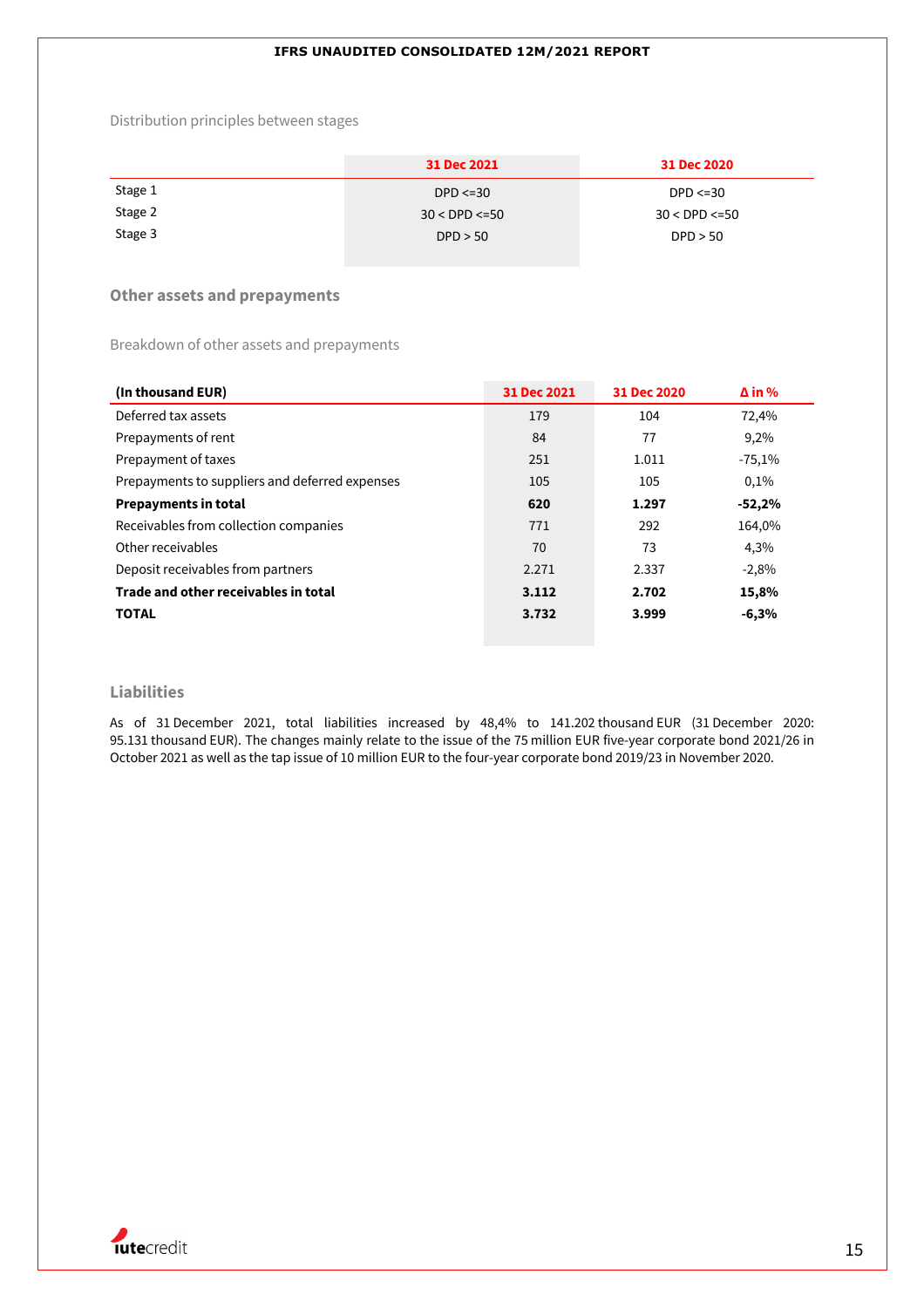Distribution principles between stages

| | 31 Dec 2021 | 31 Dec 2020 |
|---|---|---|
| Stage 1 | DPD <=30 | DPD <=30 |
| Stage 2 | 30 < DPD <=50 | 30 < DPD <=50 |
| Stage 3 | DPD > 50 | DPD > 50 |

## Other assets and prepayments

Breakdown of other assets and prepayments

| (In thousand EUR) | 31 Dec 2021 | 31 Dec 2020 | Δ in % |
|---|---|---|---|
| Deferred tax assets | 179 | 104 | 72,4% |
| Prepayments of rent | 84 | 77 | 9,2% |
| Prepayment of taxes | 251 | 1.011 | -75,1% |
| Prepayments to suppliers and deferred expenses | 105 | 105 | 0,1% |
| **Prepayments in total** | **620** | **1.297** | **-52,2%** |
| Receivables from collection companies | 771 | 292 | 164,0% |
| Other receivables | 70 | 73 | 4,3% |
| Deposit receivables from partners | 2.271 | 2.337 | -2,8% |
| **Trade and other receivables in total** | **3.112** | **2.702** | **15,8%** |
| **TOTAL** | **3.732** | **3.999** | **-6,3%** |

## Liabilities

As of 31 December 2021, total liabilities increased by 48,4% to 141.202 thousand EUR (31 December 2020: 95.131 thousand EUR). The changes mainly relate to the issue of the 75 million EUR five-year corporate bond 2021/26 in October 2021 as well as the tap issue of 10 million EUR to the four-year corporate bond 2019/23 in November 2020.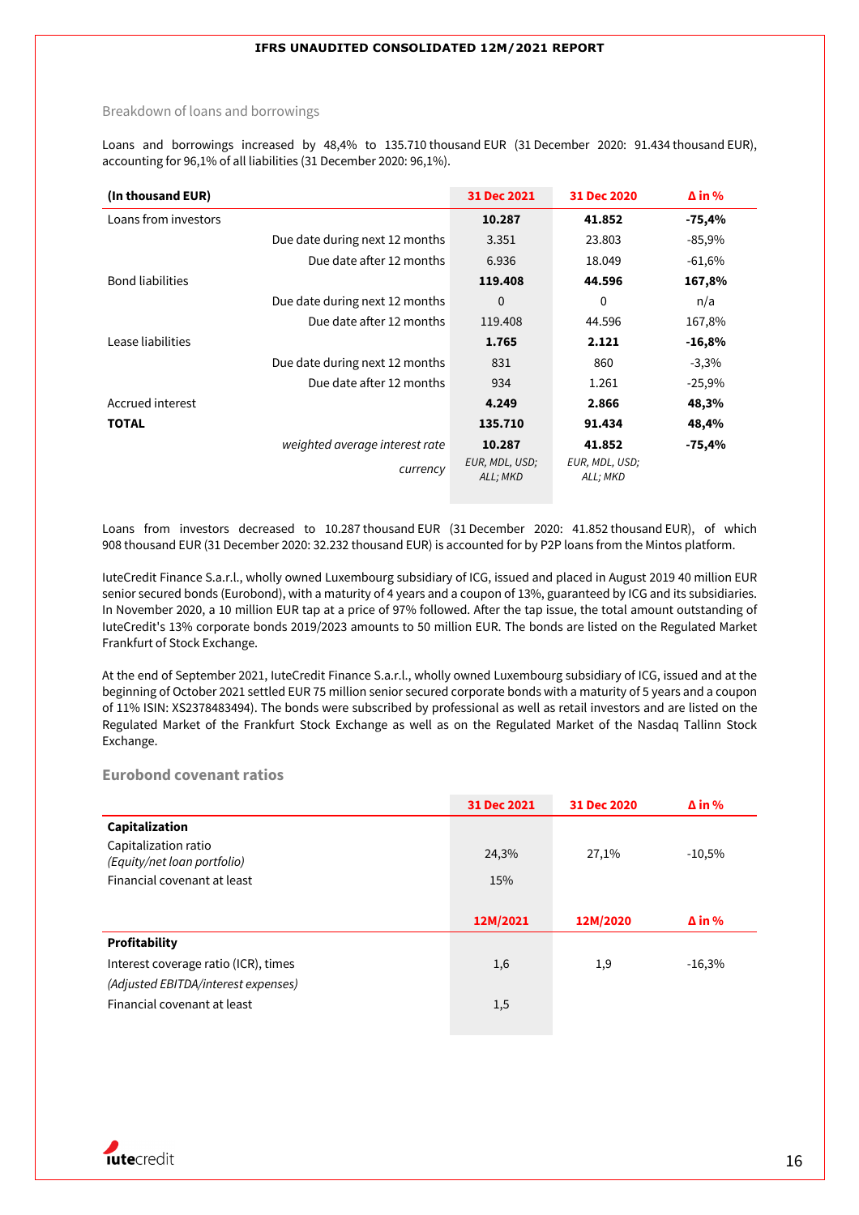### Breakdown of loans and borrowings

Loans and borrowings increased by 48,4% to 135.710 thousand EUR (31 December 2020: 91.434 thousand EUR), accounting for 96,1% of all liabilities (31 December 2020: 96,1%).

| (In thousand EUR) | | 31 Dec 2021 | 31 Dec 2020 | Δ in % |
|---|---|---|---|---|
| Loans from investors | | **10.287** | **41.852** | **-75,4%** |
| | Due date during next 12 months | 3.351 | 23.803 | -85,9% |
| | Due date after 12 months | 6.936 | 18.049 | -61,6% |
| Bond liabilities | | **119.408** | **44.596** | **167,8%** |
| | Due date during next 12 months | 0 | 0 | n/a |
| | Due date after 12 months | 119.408 | 44.596 | 167,8% |
| Lease liabilities | | **1.765** | **2.121** | **-16,8%** |
| | Due date during next 12 months | 831 | 860 | -3,3% |
| | Due date after 12 months | 934 | 1.261 | -25,9% |
| Accrued interest | | **4.249** | **2.866** | **48,3%** |
| **TOTAL** | | **135.710** | **91.434** | **48,4%** |
| | *weighted average interest rate* | **10.287** | **41.852** | **-75,4%** |
| | *currency* | *EUR, MDL, USD; ALL; MKD* | *EUR, MDL, USD; ALL; MKD* | |

Loans from investors decreased to 10.287 thousand EUR (31 December 2020: 41.852 thousand EUR), of which 908 thousand EUR (31 December 2020: 32.232 thousand EUR) is accounted for by P2P loans from the Mintos platform.

IuteCredit Finance S.a.r.l., wholly owned Luxembourg subsidiary of ICG, issued and placed in August 2019 40 million EUR senior secured bonds (Eurobond), with a maturity of 4 years and a coupon of 13%, guaranteed by ICG and its subsidiaries. In November 2020, a 10 million EUR tap at a price of 97% followed. After the tap issue, the total amount outstanding of IuteCredit's 13% corporate bonds 2019/2023 amounts to 50 million EUR. The bonds are listed on the Regulated Market Frankfurt of Stock Exchange.

At the end of September 2021, IuteCredit Finance S.a.r.l., wholly owned Luxembourg subsidiary of ICG, issued and at the beginning of October 2021 settled EUR 75 million senior secured corporate bonds with a maturity of 5 years and a coupon of 11% ISIN: XS2378483494). The bonds were subscribed by professional as well as retail investors and are listed on the Regulated Market of the Frankfurt Stock Exchange as well as on the Regulated Market of the Nasdaq Tallinn Stock Exchange.

### Eurobond covenant ratios

| | 31 Dec 2021 | 31 Dec 2020 | Δ in % |
|---|---|---|---|
| **Capitalization** | | | |
| Capitalization ratio *(Equity/net loan portfolio)* | 24,3% | 27,1% | -10,5% |
| Financial covenant at least | 15% | | |
| | **12M/2021** | **12M/2020** | **Δ in %** |
| **Profitability** | | | |
| Interest coverage ratio (ICR), times | 1,6 | 1,9 | -16,3% |
| *(Adjusted EBITDA/interest expenses)* | | | |
| Financial covenant at least | 1,5 | | |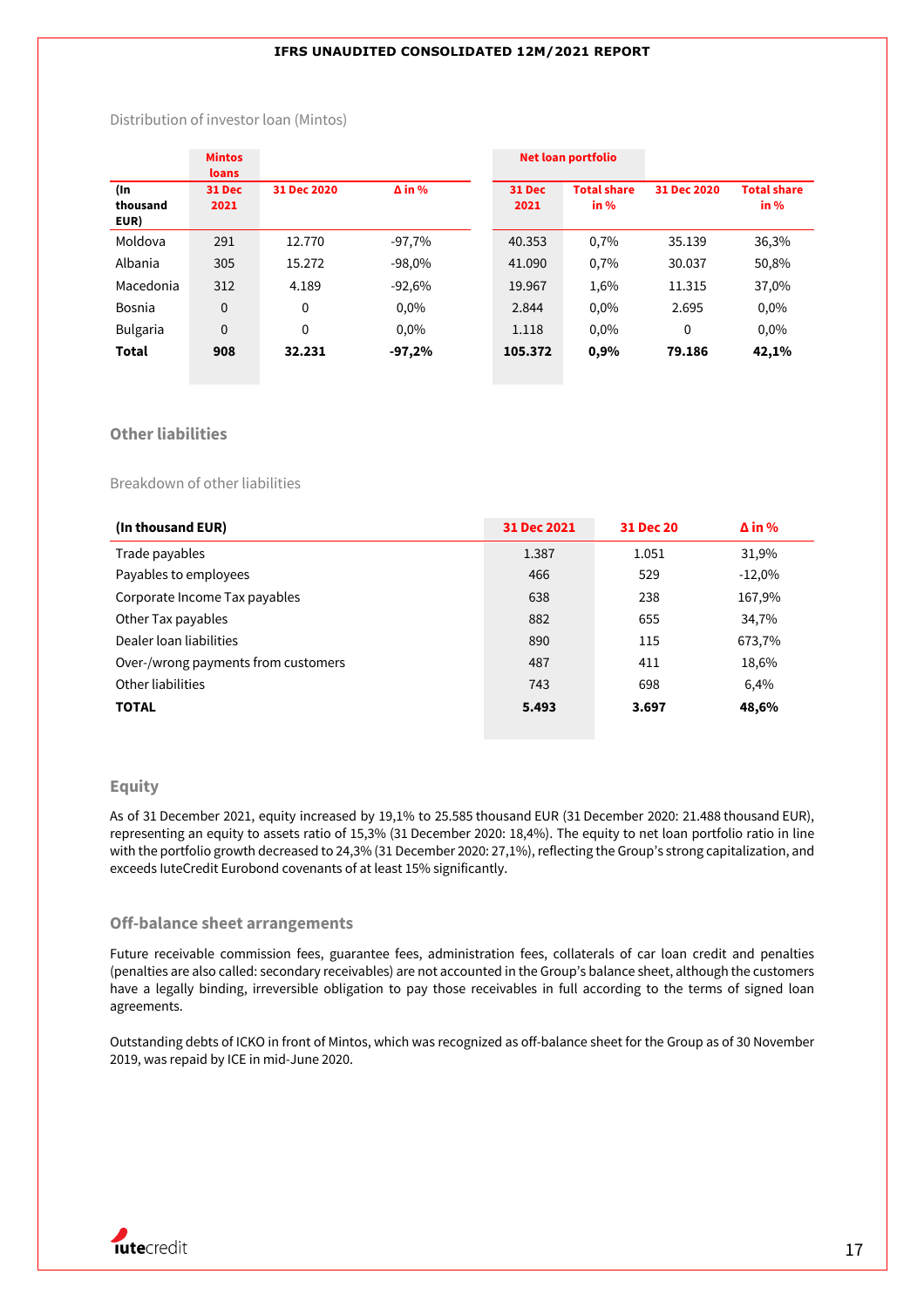Distribution of investor loan (Mintos)

| | Mintos loans | | | Net loan portfolio | | | |
|---|---|---|---|---|---|---|---|
| (In thousand EUR) | 31 Dec 2021 | 31 Dec 2020 | Δ in % | 31 Dec 2021 | Total share in % | 31 Dec 2020 | Total share in % |
| Moldova | 291 | 12.770 | -97,7% | 40.353 | 0,7% | 35.139 | 36,3% |
| Albania | 305 | 15.272 | -98,0% | 41.090 | 0,7% | 30.037 | 50,8% |
| Macedonia | 312 | 4.189 | -92,6% | 19.967 | 1,6% | 11.315 | 37,0% |
| Bosnia | 0 | 0 | 0,0% | 2.844 | 0,0% | 2.695 | 0,0% |
| Bulgaria | 0 | 0 | 0,0% | 1.118 | 0,0% | 0 | 0,0% |
| **Total** | **908** | **32.231** | **-97,2%** | **105.372** | **0,9%** | **79.186** | **42,1%** |

## Other liabilities

Breakdown of other liabilities

| (In thousand EUR) | 31 Dec 2021 | 31 Dec 20 | Δ in % |
|---|---|---|---|
| Trade payables | 1.387 | 1.051 | 31,9% |
| Payables to employees | 466 | 529 | -12,0% |
| Corporate Income Tax payables | 638 | 238 | 167,9% |
| Other Tax payables | 882 | 655 | 34,7% |
| Dealer loan liabilities | 890 | 115 | 673,7% |
| Over-/wrong payments from customers | 487 | 411 | 18,6% |
| Other liabilities | 743 | 698 | 6,4% |
| **TOTAL** | **5.493** | **3.697** | **48,6%** |

## Equity

As of 31 December 2021, equity increased by 19,1% to 25.585 thousand EUR (31 December 2020: 21.488 thousand EUR), representing an equity to assets ratio of 15,3% (31 December 2020: 18,4%). The equity to net loan portfolio ratio in line with the portfolio growth decreased to 24,3% (31 December 2020: 27,1%), reflecting the Group's strong capitalization, and exceeds IuteCredit Eurobond covenants of at least 15% significantly.

## Off-balance sheet arrangements

Future receivable commission fees, guarantee fees, administration fees, collaterals of car loan credit and penalties (penalties are also called: secondary receivables) are not accounted in the Group's balance sheet, although the customers have a legally binding, irreversible obligation to pay those receivables in full according to the terms of signed loan agreements.

Outstanding debts of ICKO in front of Mintos, which was recognized as off-balance sheet for the Group as of 30 November 2019, was repaid by ICE in mid-June 2020.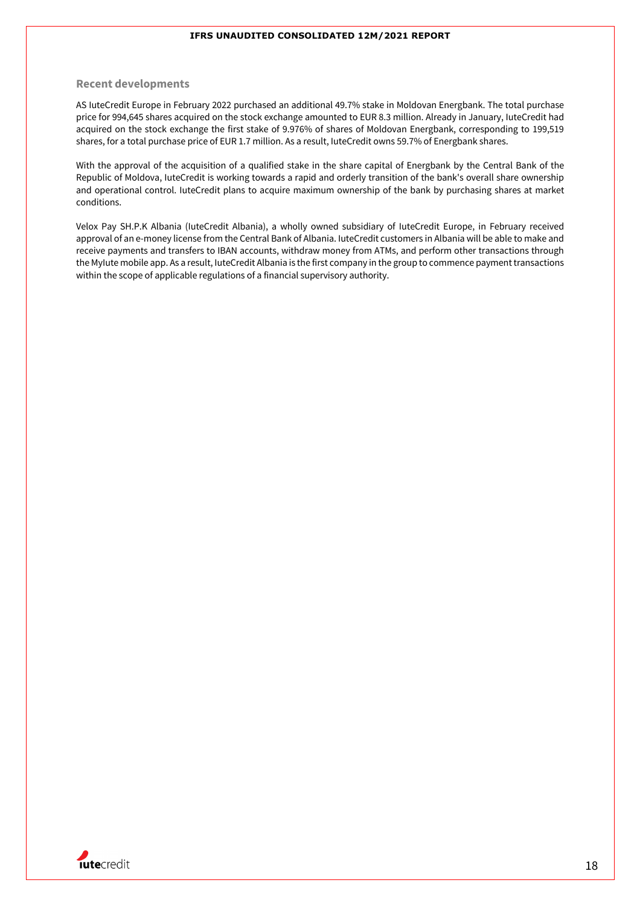## Recent developments

AS IuteCredit Europe in February 2022 purchased an additional 49.7% stake in Moldovan Energbank. The total purchase price for 994,645 shares acquired on the stock exchange amounted to EUR 8.3 million. Already in January, IuteCredit had acquired on the stock exchange the first stake of 9.976% of shares of Moldovan Energbank, corresponding to 199,519 shares, for a total purchase price of EUR 1.7 million. As a result, IuteCredit owns 59.7% of Energbank shares.

With the approval of the acquisition of a qualified stake in the share capital of Energbank by the Central Bank of the Republic of Moldova, IuteCredit is working towards a rapid and orderly transition of the bank's overall share ownership and operational control. IuteCredit plans to acquire maximum ownership of the bank by purchasing shares at market conditions.

Velox Pay SH.P.K Albania (IuteCredit Albania), a wholly owned subsidiary of IuteCredit Europe, in February received approval of an e-money license from the Central Bank of Albania. IuteCredit customers in Albania will be able to make and receive payments and transfers to IBAN accounts, withdraw money from ATMs, and perform other transactions through the MyIute mobile app. As a result, IuteCredit Albania is the first company in the group to commence payment transactions within the scope of applicable regulations of a financial supervisory authority.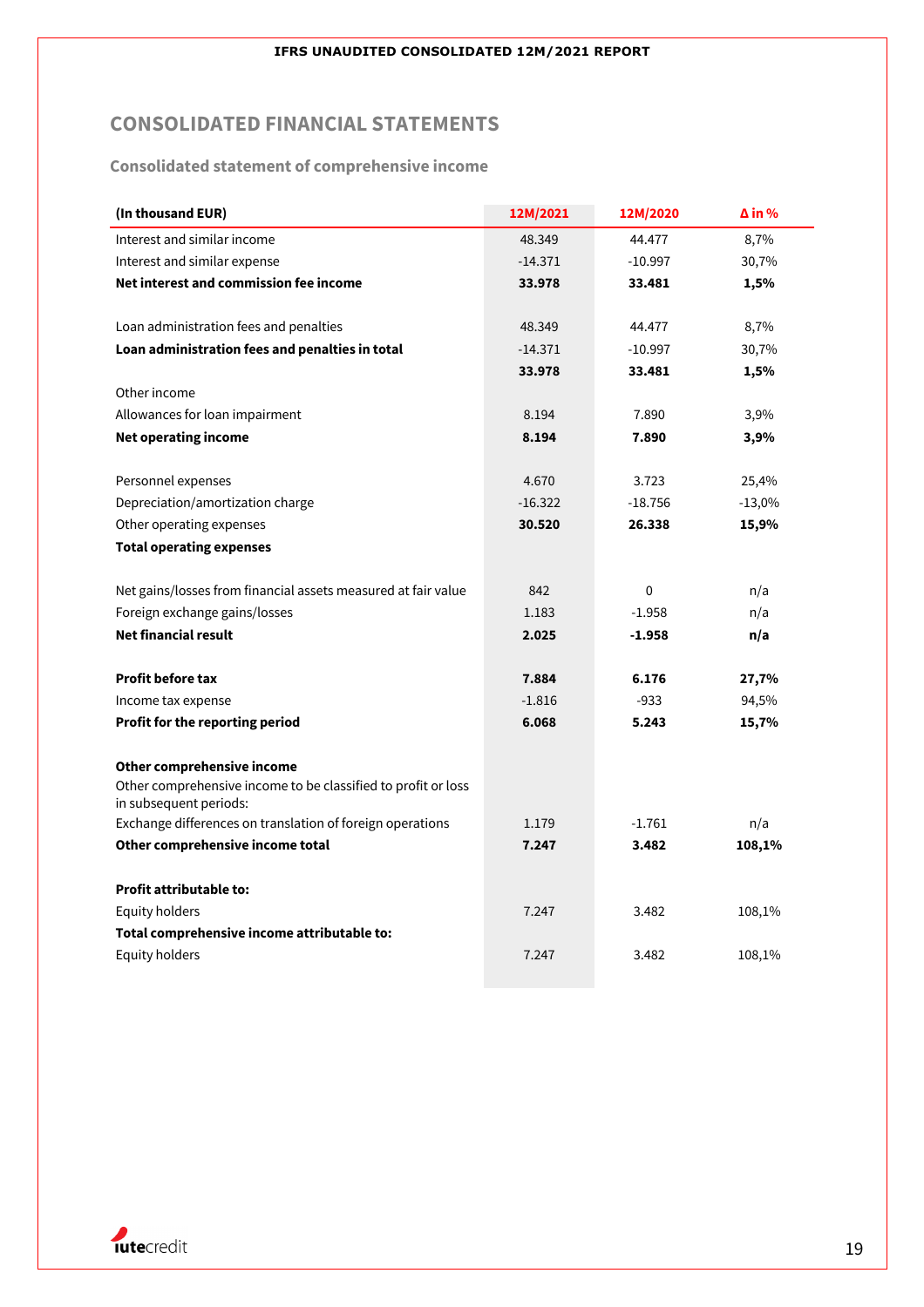# CONSOLIDATED FINANCIAL STATEMENTS

## Consolidated statement of comprehensive income

| (In thousand EUR) | 12M/2021 | 12M/2020 | Δ in % |
|---|---|---|---|
| Interest and similar income | 48.349 | 44.477 | 8,7% |
| Interest and similar expense | -14.371 | -10.997 | 30,7% |
| **Net interest and commission fee income** | **33.978** | **33.481** | **1,5%** |
| | | | |
| Loan administration fees and penalties | 48.349 | 44.477 | 8,7% |
| **Loan administration fees and penalties in total** | -14.371 | -10.997 | 30,7% |
| | **33.978** | **33.481** | **1,5%** |
| Other income | | | |
| Allowances for loan impairment | 8.194 | 7.890 | 3,9% |
| **Net operating income** | **8.194** | **7.890** | **3,9%** |
| | | | |
| Personnel expenses | 4.670 | 3.723 | 25,4% |
| Depreciation/amortization charge | -16.322 | -18.756 | -13,0% |
| Other operating expenses | **30.520** | **26.338** | **15,9%** |
| **Total operating expenses** | | | |
| | | | |
| Net gains/losses from financial assets measured at fair value | 842 | 0 | n/a |
| Foreign exchange gains/losses | 1.183 | -1.958 | n/a |
| **Net financial result** | **2.025** | **-1.958** | **n/a** |
| | | | |
| **Profit before tax** | **7.884** | **6.176** | **27,7%** |
| Income tax expense | -1.816 | -933 | 94,5% |
| **Profit for the reporting period** | **6.068** | **5.243** | **15,7%** |
| | | | |
| **Other comprehensive income** | | | |
| Other comprehensive income to be classified to profit or loss in subsequent periods: | | | |
| Exchange differences on translation of foreign operations | 1.179 | -1.761 | n/a |
| **Other comprehensive income total** | **7.247** | **3.482** | **108,1%** |
| | | | |
| **Profit attributable to:** | | | |
| Equity holders | 7.247 | 3.482 | 108,1% |
| **Total comprehensive income attributable to:** | | | |
| Equity holders | 7.247 | 3.482 | 108,1% |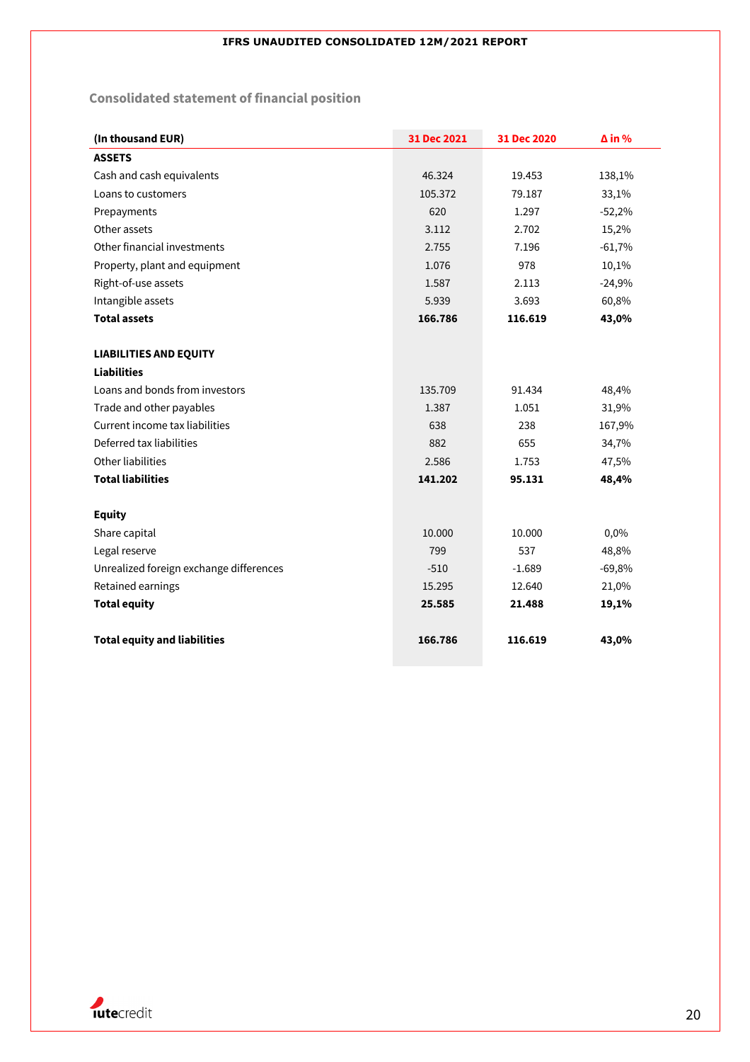## Consolidated statement of financial position

| (In thousand EUR) | 31 Dec 2021 | 31 Dec 2020 | Δ in % |
|---|---|---|---|
| **ASSETS** | | | |
| Cash and cash equivalents | 46.324 | 19.453 | 138,1% |
| Loans to customers | 105.372 | 79.187 | 33,1% |
| Prepayments | 620 | 1.297 | -52,2% |
| Other assets | 3.112 | 2.702 | 15,2% |
| Other financial investments | 2.755 | 7.196 | -61,7% |
| Property, plant and equipment | 1.076 | 978 | 10,1% |
| Right-of-use assets | 1.587 | 2.113 | -24,9% |
| Intangible assets | 5.939 | 3.693 | 60,8% |
| **Total assets** | **166.786** | **116.619** | **43,0%** |
| | | | |
| **LIABILITIES AND EQUITY** | | | |
| **Liabilities** | | | |
| Loans and bonds from investors | 135.709 | 91.434 | 48,4% |
| Trade and other payables | 1.387 | 1.051 | 31,9% |
| Current income tax liabilities | 638 | 238 | 167,9% |
| Deferred tax liabilities | 882 | 655 | 34,7% |
| Other liabilities | 2.586 | 1.753 | 47,5% |
| **Total liabilities** | **141.202** | **95.131** | **48,4%** |
| | | | |
| **Equity** | | | |
| Share capital | 10.000 | 10.000 | 0,0% |
| Legal reserve | 799 | 537 | 48,8% |
| Unrealized foreign exchange differences | -510 | -1.689 | -69,8% |
| Retained earnings | 15.295 | 12.640 | 21,0% |
| **Total equity** | **25.585** | **21.488** | **19,1%** |
| | | | |
| **Total equity and liabilities** | **166.786** | **116.619** | **43,0%** |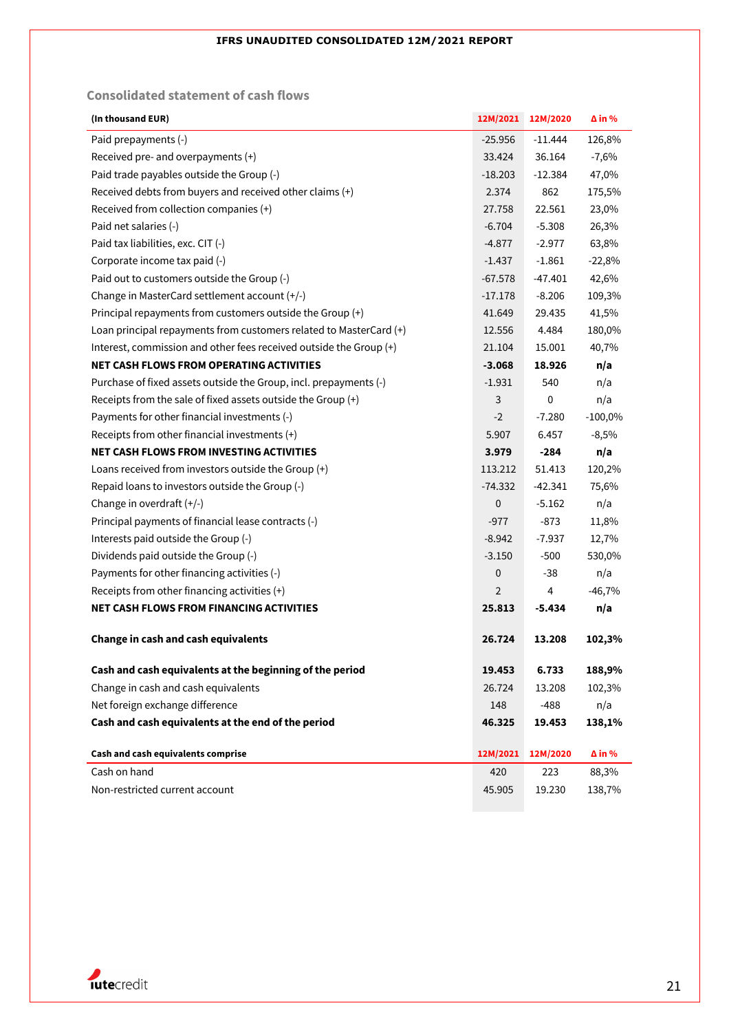## Consolidated statement of cash flows

| (In thousand EUR) | 12M/2021 | 12M/2020 | Δ in % |
|---|---|---|---|
| Paid prepayments (-) | -25.956 | -11.444 | 126,8% |
| Received pre- and overpayments (+) | 33.424 | 36.164 | -7,6% |
| Paid trade payables outside the Group (-) | -18.203 | -12.384 | 47,0% |
| Received debts from buyers and received other claims (+) | 2.374 | 862 | 175,5% |
| Received from collection companies (+) | 27.758 | 22.561 | 23,0% |
| Paid net salaries (-) | -6.704 | -5.308 | 26,3% |
| Paid tax liabilities, exc. CIT (-) | -4.877 | -2.977 | 63,8% |
| Corporate income tax paid (-) | -1.437 | -1.861 | -22,8% |
| Paid out to customers outside the Group (-) | -67.578 | -47.401 | 42,6% |
| Change in MasterCard settlement account (+/-) | -17.178 | -8.206 | 109,3% |
| Principal repayments from customers outside the Group (+) | 41.649 | 29.435 | 41,5% |
| Loan principal repayments from customers related to MasterCard (+) | 12.556 | 4.484 | 180,0% |
| Interest, commission and other fees received outside the Group (+) | 21.104 | 15.001 | 40,7% |
| **NET CASH FLOWS FROM OPERATING ACTIVITIES** | **-3.068** | **18.926** | **n/a** |
| Purchase of fixed assets outside the Group, incl. prepayments (-) | -1.931 | 540 | n/a |
| Receipts from the sale of fixed assets outside the Group (+) | 3 | 0 | n/a |
| Payments for other financial investments (-) | -2 | -7.280 | -100,0% |
| Receipts from other financial investments (+) | 5.907 | 6.457 | -8,5% |
| **NET CASH FLOWS FROM INVESTING ACTIVITIES** | **3.979** | **-284** | **n/a** |
| Loans received from investors outside the Group (+) | 113.212 | 51.413 | 120,2% |
| Repaid loans to investors outside the Group (-) | -74.332 | -42.341 | 75,6% |
| Change in overdraft (+/-) | 0 | -5.162 | n/a |
| Principal payments of financial lease contracts (-) | -977 | -873 | 11,8% |
| Interests paid outside the Group (-) | -8.942 | -7.937 | 12,7% |
| Dividends paid outside the Group (-) | -3.150 | -500 | 530,0% |
| Payments for other financing activities (-) | 0 | -38 | n/a |
| Receipts from other financing activities (+) | 2 | 4 | -46,7% |
| **NET CASH FLOWS FROM FINANCING ACTIVITIES** | **25.813** | **-5.434** | **n/a** |
| **Change in cash and cash equivalents** | **26.724** | **13.208** | **102,3%** |
| **Cash and cash equivalents at the beginning of the period** | **19.453** | **6.733** | **188,9%** |
| Change in cash and cash equivalents | 26.724 | 13.208 | 102,3% |
| Net foreign exchange difference | 148 | -488 | n/a |
| **Cash and cash equivalents at the end of the period** | **46.325** | **19.453** | **138,1%** |

| Cash and cash equivalents comprise | 12M/2021 | 12M/2020 | Δ in % |
|---|---|---|---|
| Cash on hand | 420 | 223 | 88,3% |
| Non-restricted current account | 45.905 | 19.230 | 138,7% |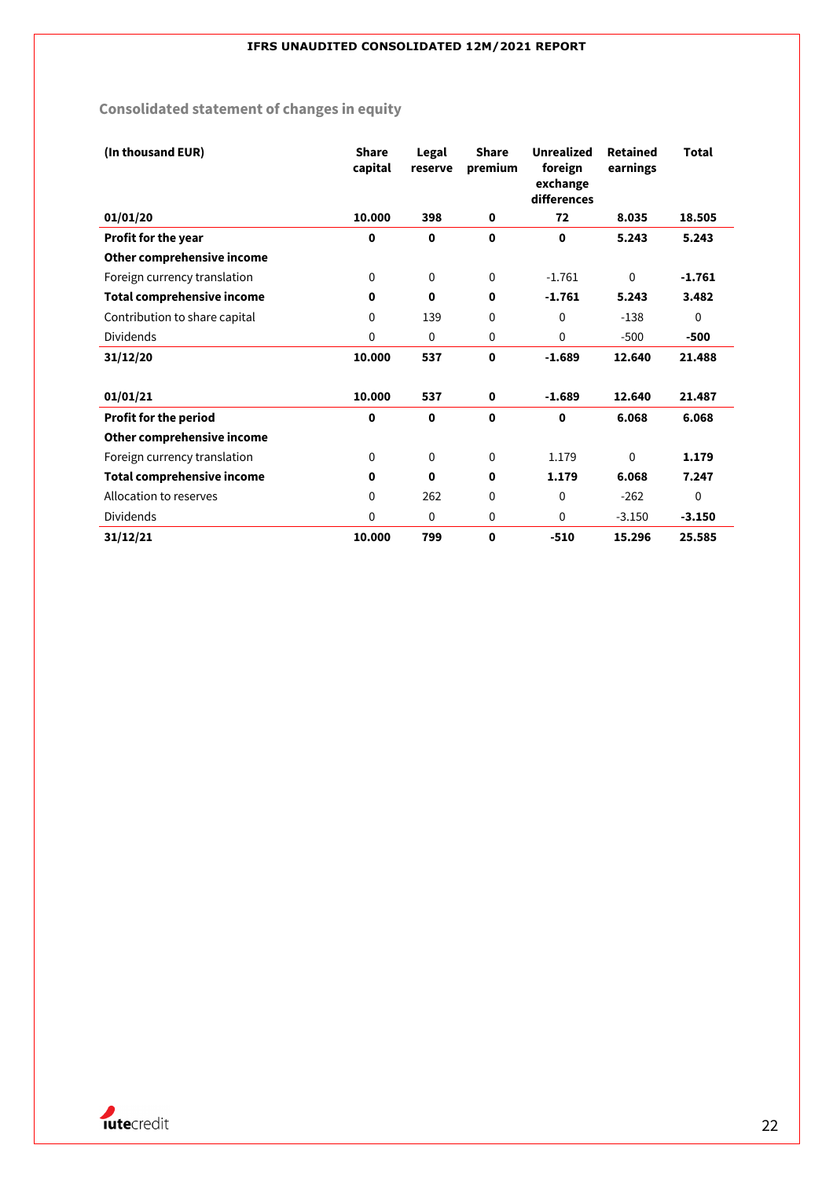## Consolidated statement of changes in equity

| (In thousand EUR) | Share capital | Legal reserve | Share premium | Unrealized foreign exchange differences | Retained earnings | Total |
|---|---|---|---|---|---|---|
| **01/01/20** | **10.000** | **398** | **0** | **72** | **8.035** | **18.505** |
| **Profit for the year** | **0** | **0** | **0** | **0** | **5.243** | **5.243** |
| **Other comprehensive income** | | | | | | |
| Foreign currency translation | 0 | 0 | 0 | -1.761 | 0 | **-1.761** |
| **Total comprehensive income** | **0** | **0** | **0** | **-1.761** | **5.243** | **3.482** |
| Contribution to share capital | 0 | 139 | 0 | 0 | -138 | 0 |
| Dividends | 0 | 0 | 0 | 0 | -500 | **-500** |
| **31/12/20** | **10.000** | **537** | **0** | **-1.689** | **12.640** | **21.488** |
| | | | | | | |
| **01/01/21** | **10.000** | **537** | **0** | **-1.689** | **12.640** | **21.487** |
| **Profit for the period** | **0** | **0** | **0** | **0** | **6.068** | **6.068** |
| **Other comprehensive income** | | | | | | |
| Foreign currency translation | 0 | 0 | 0 | 1.179 | 0 | **1.179** |
| **Total comprehensive income** | **0** | **0** | **0** | **1.179** | **6.068** | **7.247** |
| Allocation to reserves | 0 | 262 | 0 | 0 | -262 | 0 |
| Dividends | 0 | 0 | 0 | 0 | -3.150 | **-3.150** |
| **31/12/21** | **10.000** | **799** | **0** | **-510** | **15.296** | **25.585** |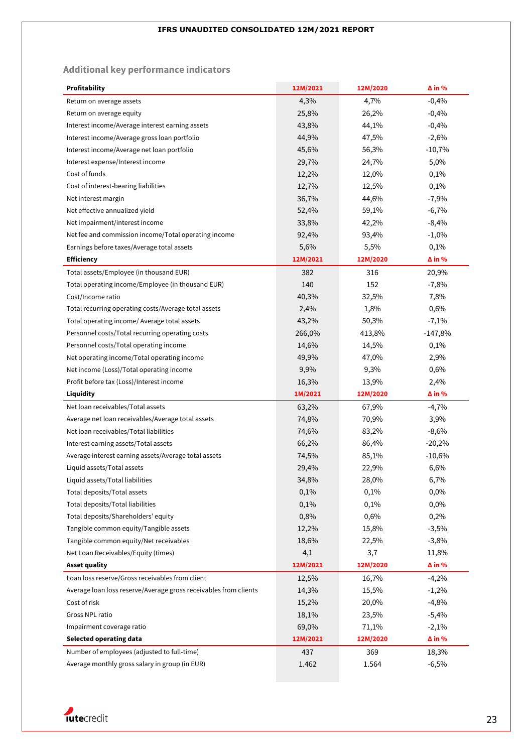## Additional key performance indicators

| **Profitability** | **12M/2021** | **12M/2020** | **Δ in %** |
|---|---|---|---|
| Return on average assets | 4,3% | 4,7% | -0,4% |
| Return on average equity | 25,8% | 26,2% | -0,4% |
| Interest income/Average interest earning assets | 43,8% | 44,1% | -0,4% |
| Interest income/Average gross loan portfolio | 44,9% | 47,5% | -2,6% |
| Interest income/Average net loan portfolio | 45,6% | 56,3% | -10,7% |
| Interest expense/Interest income | 29,7% | 24,7% | 5,0% |
| Cost of funds | 12,2% | 12,0% | 0,1% |
| Cost of interest-bearing liabilities | 12,7% | 12,5% | 0,1% |
| Net interest margin | 36,7% | 44,6% | -7,9% |
| Net effective annualized yield | 52,4% | 59,1% | -6,7% |
| Net impairment/interest income | 33,8% | 42,2% | -8,4% |
| Net fee and commission income/Total operating income | 92,4% | 93,4% | -1,0% |
| Earnings before taxes/Average total assets | 5,6% | 5,5% | 0,1% |
| **Efficiency** | **12M/2021** | **12M/2020** | **Δ in %** |
| Total assets/Employee (in thousand EUR) | 382 | 316 | 20,9% |
| Total operating income/Employee (in thousand EUR) | 140 | 152 | -7,8% |
| Cost/Income ratio | 40,3% | 32,5% | 7,8% |
| Total recurring operating costs/Average total assets | 2,4% | 1,8% | 0,6% |
| Total operating income/ Average total assets | 43,2% | 50,3% | -7,1% |
| Personnel costs/Total recurring operating costs | 266,0% | 413,8% | -147,8% |
| Personnel costs/Total operating income | 14,6% | 14,5% | 0,1% |
| Net operating income/Total operating income | 49,9% | 47,0% | 2,9% |
| Net income (Loss)/Total operating income | 9,9% | 9,3% | 0,6% |
| Profit before tax (Loss)/Interest income | 16,3% | 13,9% | 2,4% |
| **Liquidity** | **1M/2021** | **12M/2020** | **Δ in %** |
| Net loan receivables/Total assets | 63,2% | 67,9% | -4,7% |
| Average net loan receivables/Average total assets | 74,8% | 70,9% | 3,9% |
| Net loan receivables/Total liabilities | 74,6% | 83,2% | -8,6% |
| Interest earning assets/Total assets | 66,2% | 86,4% | -20,2% |
| Average interest earning assets/Average total assets | 74,5% | 85,1% | -10,6% |
| Liquid assets/Total assets | 29,4% | 22,9% | 6,6% |
| Liquid assets/Total liabilities | 34,8% | 28,0% | 6,7% |
| Total deposits/Total assets | 0,1% | 0,1% | 0,0% |
| Total deposits/Total liabilities | 0,1% | 0,1% | 0,0% |
| Total deposits/Shareholders' equity | 0,8% | 0,6% | 0,2% |
| Tangible common equity/Tangible assets | 12,2% | 15,8% | -3,5% |
| Tangible common equity/Net receivables | 18,6% | 22,5% | -3,8% |
| Net Loan Receivables/Equity (times) | 4,1 | 3,7 | 11,8% |
| **Asset quality** | **12M/2021** | **12M/2020** | **Δ in %** |
| Loan loss reserve/Gross receivables from client | 12,5% | 16,7% | -4,2% |
| Average loan loss reserve/Average gross receivables from clients | 14,3% | 15,5% | -1,2% |
| Cost of risk | 15,2% | 20,0% | -4,8% |
| Gross NPL ratio | 18,1% | 23,5% | -5,4% |
| Impairment coverage ratio | 69,0% | 71,1% | -2,1% |
| **Selected operating data** | **12M/2021** | **12M/2020** | **Δ in %** |
| Number of employees (adjusted to full-time) | 437 | 369 | 18,3% |
| Average monthly gross salary in group (in EUR) | 1.462 | 1.564 | -6,5% |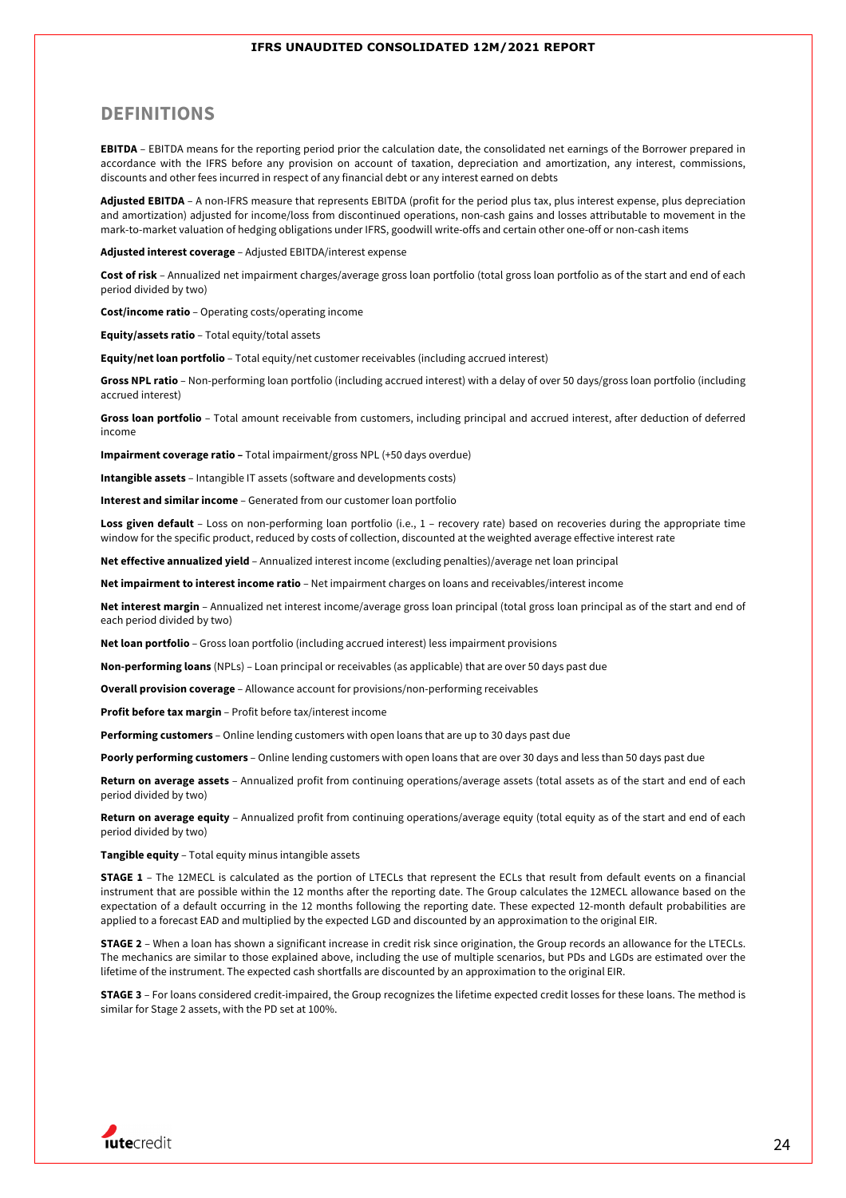## DEFINITIONS

**EBITDA** – EBITDA means for the reporting period prior the calculation date, the consolidated net earnings of the Borrower prepared in accordance with the IFRS before any provision on account of taxation, depreciation and amortization, any interest, commissions, discounts and other fees incurred in respect of any financial debt or any interest earned on debts

**Adjusted EBITDA** – A non-IFRS measure that represents EBITDA (profit for the period plus tax, plus interest expense, plus depreciation and amortization) adjusted for income/loss from discontinued operations, non-cash gains and losses attributable to movement in the mark-to-market valuation of hedging obligations under IFRS, goodwill write-offs and certain other one-off or non-cash items

**Adjusted interest coverage** – Adjusted EBITDA/interest expense

**Cost of risk** – Annualized net impairment charges/average gross loan portfolio (total gross loan portfolio as of the start and end of each period divided by two)

**Cost/income ratio** – Operating costs/operating income

**Equity/assets ratio** – Total equity/total assets

**Equity/net loan portfolio** – Total equity/net customer receivables (including accrued interest)

**Gross NPL ratio** – Non-performing loan portfolio (including accrued interest) with a delay of over 50 days/gross loan portfolio (including accrued interest)

**Gross loan portfolio** – Total amount receivable from customers, including principal and accrued interest, after deduction of deferred income

**Impairment coverage ratio –** Total impairment/gross NPL (+50 days overdue)

**Intangible assets** – Intangible IT assets (software and developments costs)

**Interest and similar income** – Generated from our customer loan portfolio

**Loss given default** – Loss on non-performing loan portfolio (i.e., 1 – recovery rate) based on recoveries during the appropriate time window for the specific product, reduced by costs of collection, discounted at the weighted average effective interest rate

**Net effective annualized yield** – Annualized interest income (excluding penalties)/average net loan principal

**Net impairment to interest income ratio** – Net impairment charges on loans and receivables/interest income

**Net interest margin** – Annualized net interest income/average gross loan principal (total gross loan principal as of the start and end of each period divided by two)

**Net loan portfolio** – Gross loan portfolio (including accrued interest) less impairment provisions

**Non-performing loans** (NPLs) – Loan principal or receivables (as applicable) that are over 50 days past due

**Overall provision coverage** – Allowance account for provisions/non-performing receivables

**Profit before tax margin** – Profit before tax/interest income

**Performing customers** – Online lending customers with open loans that are up to 30 days past due

**Poorly performing customers** – Online lending customers with open loans that are over 30 days and less than 50 days past due

**Return on average assets** – Annualized profit from continuing operations/average assets (total assets as of the start and end of each period divided by two)

**Return on average equity** – Annualized profit from continuing operations/average equity (total equity as of the start and end of each period divided by two)

**Tangible equity** – Total equity minus intangible assets

**STAGE 1** – The 12MECL is calculated as the portion of LTECLs that represent the ECLs that result from default events on a financial instrument that are possible within the 12 months after the reporting date. The Group calculates the 12MECL allowance based on the expectation of a default occurring in the 12 months following the reporting date. These expected 12-month default probabilities are applied to a forecast EAD and multiplied by the expected LGD and discounted by an approximation to the original EIR.

**STAGE 2** – When a loan has shown a significant increase in credit risk since origination, the Group records an allowance for the LTECLs. The mechanics are similar to those explained above, including the use of multiple scenarios, but PDs and LGDs are estimated over the lifetime of the instrument. The expected cash shortfalls are discounted by an approximation to the original EIR.

**STAGE 3** – For loans considered credit-impaired, the Group recognizes the lifetime expected credit losses for these loans. The method is similar for Stage 2 assets, with the PD set at 100%.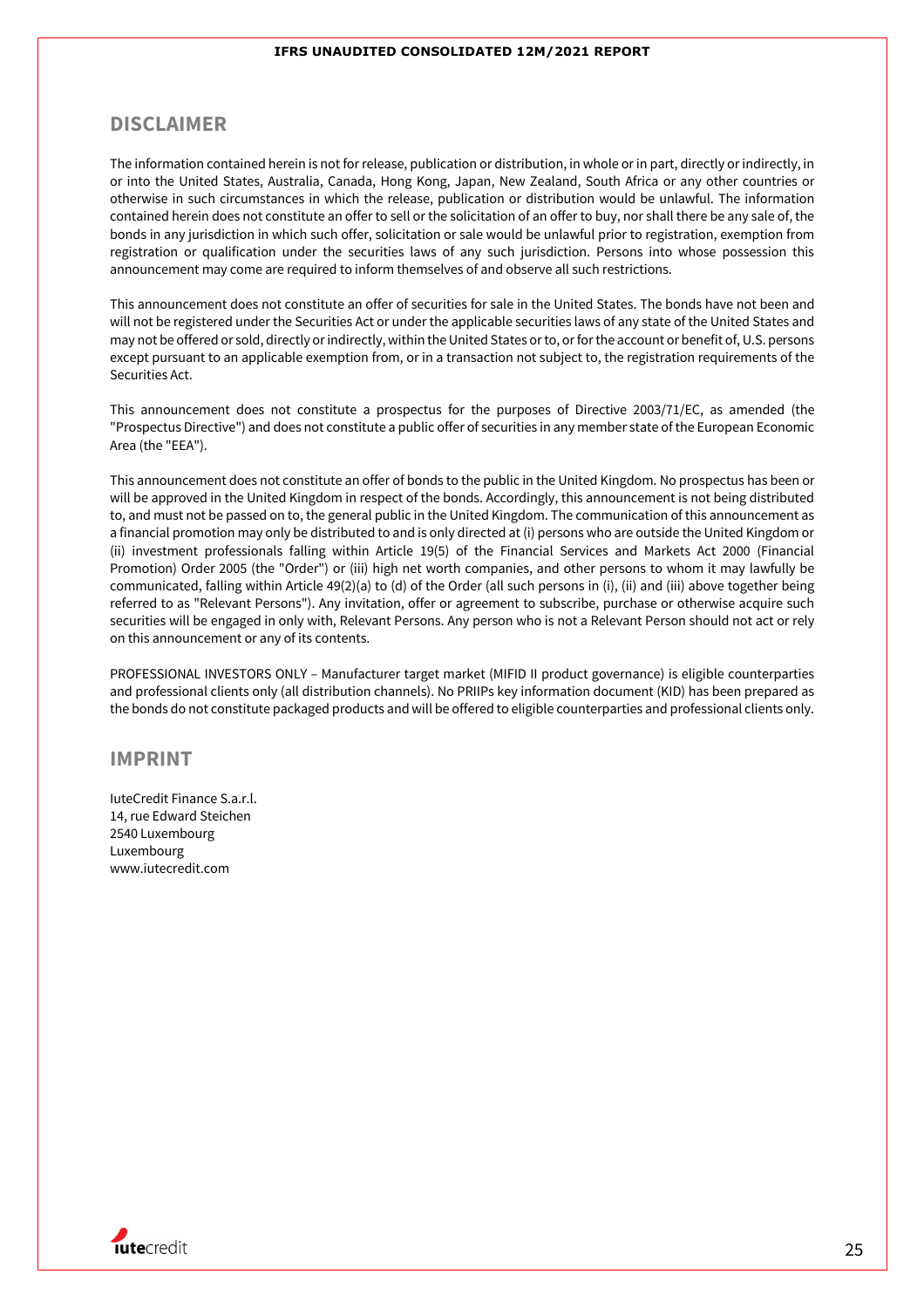## DISCLAIMER

The information contained herein is not for release, publication or distribution, in whole or in part, directly or indirectly, in or into the United States, Australia, Canada, Hong Kong, Japan, New Zealand, South Africa or any other countries or otherwise in such circumstances in which the release, publication or distribution would be unlawful. The information contained herein does not constitute an offer to sell or the solicitation of an offer to buy, nor shall there be any sale of, the bonds in any jurisdiction in which such offer, solicitation or sale would be unlawful prior to registration, exemption from registration or qualification under the securities laws of any such jurisdiction. Persons into whose possession this announcement may come are required to inform themselves of and observe all such restrictions.

This announcement does not constitute an offer of securities for sale in the United States. The bonds have not been and will not be registered under the Securities Act or under the applicable securities laws of any state of the United States and may not be offered or sold, directly or indirectly, within the United States or to, or for the account or benefit of, U.S. persons except pursuant to an applicable exemption from, or in a transaction not subject to, the registration requirements of the Securities Act.

This announcement does not constitute a prospectus for the purposes of Directive 2003/71/EC, as amended (the "Prospectus Directive") and does not constitute a public offer of securities in any member state of the European Economic Area (the "EEA").

This announcement does not constitute an offer of bonds to the public in the United Kingdom. No prospectus has been or will be approved in the United Kingdom in respect of the bonds. Accordingly, this announcement is not being distributed to, and must not be passed on to, the general public in the United Kingdom. The communication of this announcement as a financial promotion may only be distributed to and is only directed at (i) persons who are outside the United Kingdom or (ii) investment professionals falling within Article 19(5) of the Financial Services and Markets Act 2000 (Financial Promotion) Order 2005 (the "Order") or (iii) high net worth companies, and other persons to whom it may lawfully be communicated, falling within Article 49(2)(a) to (d) of the Order (all such persons in (i), (ii) and (iii) above together being referred to as "Relevant Persons"). Any invitation, offer or agreement to subscribe, purchase or otherwise acquire such securities will be engaged in only with, Relevant Persons. Any person who is not a Relevant Person should not act or rely on this announcement or any of its contents.

PROFESSIONAL INVESTORS ONLY – Manufacturer target market (MIFID II product governance) is eligible counterparties and professional clients only (all distribution channels). No PRIIPs key information document (KID) has been prepared as the bonds do not constitute packaged products and will be offered to eligible counterparties and professional clients only.

## IMPRINT

IuteCredit Finance S.a.r.l.
14, rue Edward Steichen
2540 Luxembourg
Luxembourg
www.iutecredit.com